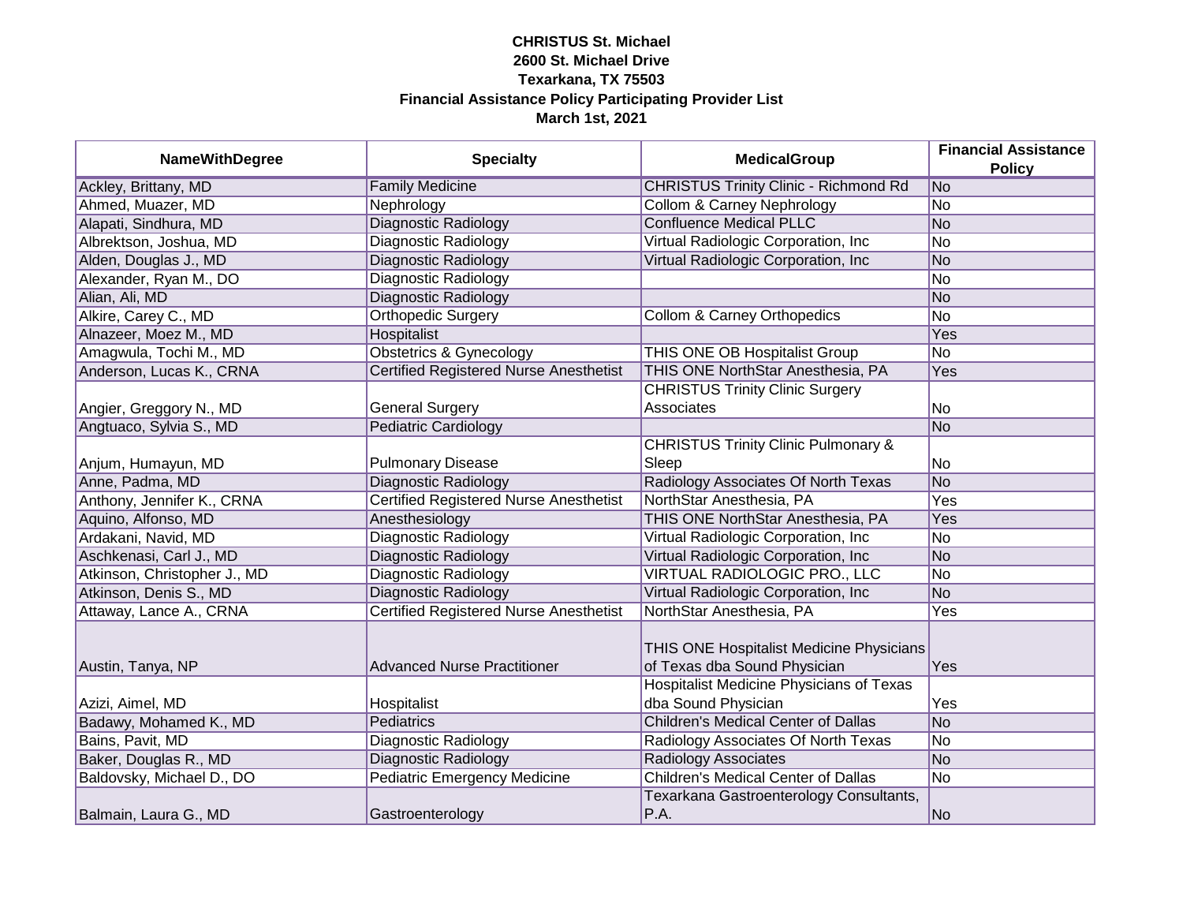**CHRISTUS St. Michael**
**2600 St. Michael Drive**
**Texarkana, TX 75503**
**Financial Assistance Policy Participating Provider List**
**March 1st, 2021**

| NameWithDegree | Specialty | MedicalGroup | Financial Assistance Policy |
|---|---|---|---|
| Ackley, Brittany, MD | Family Medicine | CHRISTUS Trinity Clinic - Richmond Rd | No |
| Ahmed, Muazer, MD | Nephrology | Collom & Carney Nephrology | No |
| Alapati, Sindhura, MD | Diagnostic Radiology | Confluence Medical PLLC | No |
| Albrektson, Joshua, MD | Diagnostic Radiology | Virtual Radiologic Corporation, Inc | No |
| Alden, Douglas J., MD | Diagnostic Radiology | Virtual Radiologic Corporation, Inc | No |
| Alexander, Ryan M., DO | Diagnostic Radiology | | No |
| Alian, Ali, MD | Diagnostic Radiology | | No |
| Alkire, Carey C., MD | Orthopedic Surgery | Collom & Carney Orthopedics | No |
| Alnazeer, Moez M., MD | Hospitalist | | Yes |
| Amagwula, Tochi M., MD | Obstetrics & Gynecology | THIS ONE OB Hospitalist Group | No |
| Anderson, Lucas K., CRNA | Certified Registered Nurse Anesthetist | THIS ONE NorthStar Anesthesia, PA | Yes |
| Angier, Greggory N., MD | General Surgery | CHRISTUS Trinity Clinic Surgery Associates | No |
| Angtuaco, Sylvia S., MD | Pediatric Cardiology | | No |
| Anjum, Humayun, MD | Pulmonary Disease | CHRISTUS Trinity Clinic Pulmonary & Sleep | No |
| Anne, Padma, MD | Diagnostic Radiology | Radiology Associates Of North Texas | No |
| Anthony, Jennifer K., CRNA | Certified Registered Nurse Anesthetist | NorthStar Anesthesia, PA | Yes |
| Aquino, Alfonso, MD | Anesthesiology | THIS ONE NorthStar Anesthesia, PA | Yes |
| Ardakani, Navid, MD | Diagnostic Radiology | Virtual Radiologic Corporation, Inc | No |
| Aschkenasi, Carl J., MD | Diagnostic Radiology | Virtual Radiologic Corporation, Inc | No |
| Atkinson, Christopher J., MD | Diagnostic Radiology | VIRTUAL RADIOLOGIC PRO., LLC | No |
| Atkinson, Denis S., MD | Diagnostic Radiology | Virtual Radiologic Corporation, Inc | No |
| Attaway, Lance A., CRNA | Certified Registered Nurse Anesthetist | NorthStar Anesthesia, PA | Yes |
| Austin, Tanya, NP | Advanced Nurse Practitioner | THIS ONE Hospitalist Medicine Physicians of Texas dba Sound Physician | Yes |
| Azizi, Aimel, MD | Hospitalist | Hospitalist Medicine Physicians of Texas dba Sound Physician | Yes |
| Badawy, Mohamed K., MD | Pediatrics | Children's Medical Center of Dallas | No |
| Bains, Pavit, MD | Diagnostic Radiology | Radiology Associates Of North Texas | No |
| Baker, Douglas R., MD | Diagnostic Radiology | Radiology Associates | No |
| Baldovsky, Michael D., DO | Pediatric Emergency Medicine | Children's Medical Center of Dallas | No |
| Balmain, Laura G., MD | Gastroenterology | Texarkana Gastroenterology Consultants, P.A. | No |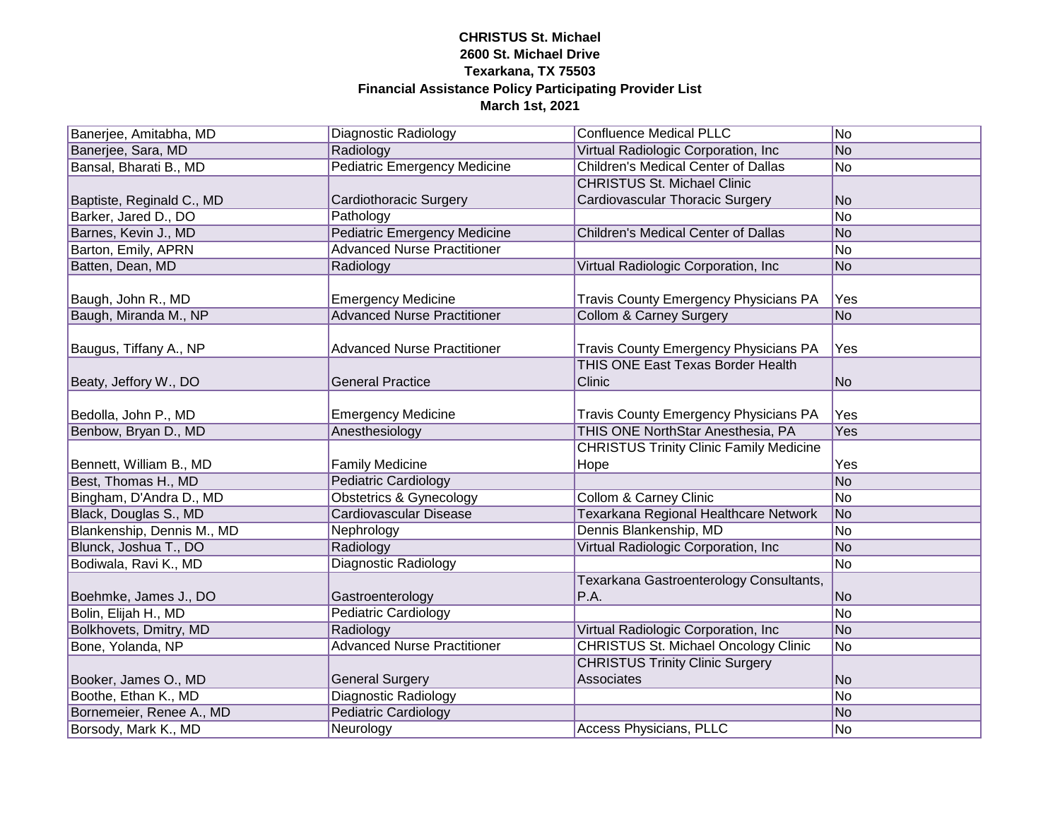**CHRISTUS St. Michael**
**2600 St. Michael Drive**
**Texarkana, TX 75503**
**Financial Assistance Policy Participating Provider List**
**March 1st, 2021**

| | | | |
|---|---|---|---|
| Banerjee, Amitabha, MD | Diagnostic Radiology | Confluence Medical PLLC | No |
| Banerjee, Sara, MD | Radiology | Virtual Radiologic Corporation, Inc | No |
| Bansal, Bharati B., MD | Pediatric Emergency Medicine | Children's Medical Center of Dallas | No |
| Baptiste, Reginald C., MD | Cardiothoracic Surgery | CHRISTUS St. Michael Clinic Cardiovascular Thoracic Surgery | No |
| Barker, Jared D., DO | Pathology | | No |
| Barnes, Kevin J., MD | Pediatric Emergency Medicine | Children's Medical Center of Dallas | No |
| Barton, Emily, APRN | Advanced Nurse Practitioner | | No |
| Batten, Dean, MD | Radiology | Virtual Radiologic Corporation, Inc | No |
| Baugh, John R., MD | Emergency Medicine | Travis County Emergency Physicians PA | Yes |
| Baugh, Miranda M., NP | Advanced Nurse Practitioner | Collom & Carney Surgery | No |
| Baugus, Tiffany A., NP | Advanced Nurse Practitioner | Travis County Emergency Physicians PA | Yes |
| Beaty, Jeffory W., DO | General Practice | THIS ONE East Texas Border Health Clinic | No |
| Bedolla, John P., MD | Emergency Medicine | Travis County Emergency Physicians PA | Yes |
| Benbow, Bryan D., MD | Anesthesiology | THIS ONE NorthStar Anesthesia, PA | Yes |
| Bennett, William B., MD | Family Medicine | CHRISTUS Trinity Clinic Family Medicine Hope | Yes |
| Best, Thomas H., MD | Pediatric Cardiology | | No |
| Bingham, D'Andra D., MD | Obstetrics & Gynecology | Collom & Carney Clinic | No |
| Black, Douglas S., MD | Cardiovascular Disease | Texarkana Regional Healthcare Network | No |
| Blankenship, Dennis M., MD | Nephrology | Dennis Blankenship, MD | No |
| Blunck, Joshua T., DO | Radiology | Virtual Radiologic Corporation, Inc | No |
| Bodiwala, Ravi K., MD | Diagnostic Radiology | | No |
| Boehmke, James J., DO | Gastroenterology | Texarkana Gastroenterology Consultants, P.A. | No |
| Bolin, Elijah H., MD | Pediatric Cardiology | | No |
| Bolkhovets, Dmitry, MD | Radiology | Virtual Radiologic Corporation, Inc | No |
| Bone, Yolanda, NP | Advanced Nurse Practitioner | CHRISTUS St. Michael Oncology Clinic | No |
| Booker, James O., MD | General Surgery | CHRISTUS Trinity Clinic Surgery Associates | No |
| Boothe, Ethan K., MD | Diagnostic Radiology | | No |
| Bornemeier, Renee A., MD | Pediatric Cardiology | | No |
| Borsody, Mark K., MD | Neurology | Access Physicians, PLLC | No |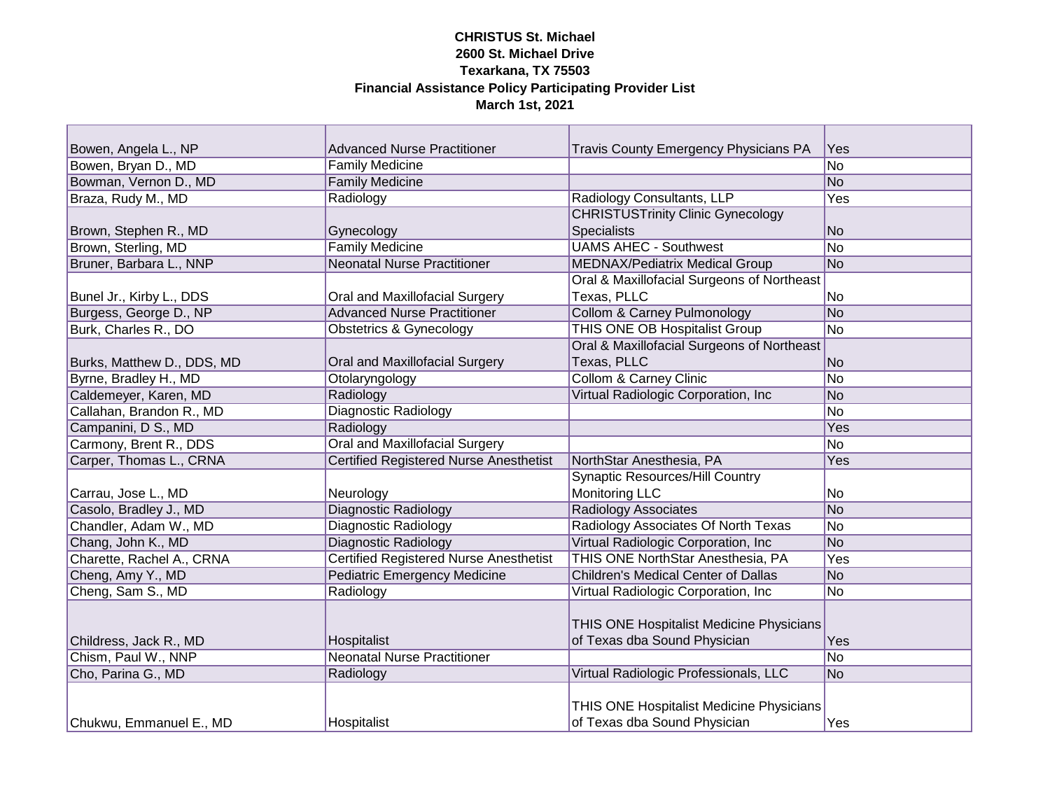**CHRISTUS St. Michael**
**2600 St. Michael Drive**
**Texarkana, TX 75503**
**Financial Assistance Policy Participating Provider List**
**March 1st, 2021**

| | | | |
|---|---|---|---|
| Bowen, Angela L., NP | Advanced Nurse Practitioner | Travis County Emergency Physicians PA | Yes |
| Bowen, Bryan D., MD | Family Medicine | | No |
| Bowman, Vernon D., MD | Family Medicine | | No |
| Braza, Rudy M., MD | Radiology | Radiology Consultants, LLP | Yes |
| Brown, Stephen R., MD | Gynecology | CHRISTUSTrinity Clinic Gynecology Specialists | No |
| Brown, Sterling, MD | Family Medicine | UAMS AHEC - Southwest | No |
| Bruner, Barbara L., NNP | Neonatal Nurse Practitioner | MEDNAX/Pediatrix Medical Group | No |
| Bunel Jr., Kirby L., DDS | Oral and Maxillofacial Surgery | Oral & Maxillofacial Surgeons of Northeast Texas, PLLC | No |
| Burgess, George D., NP | Advanced Nurse Practitioner | Collom & Carney Pulmonology | No |
| Burk, Charles R., DO | Obstetrics & Gynecology | THIS ONE OB Hospitalist Group | No |
| Burks, Matthew D., DDS, MD | Oral and Maxillofacial Surgery | Oral & Maxillofacial Surgeons of Northeast Texas, PLLC | No |
| Byrne, Bradley H., MD | Otolaryngology | Collom & Carney Clinic | No |
| Caldemeyer, Karen, MD | Radiology | Virtual Radiologic Corporation, Inc | No |
| Callahan, Brandon R., MD | Diagnostic Radiology | | No |
| Campanini, D S., MD | Radiology | | Yes |
| Carmony, Brent R., DDS | Oral and Maxillofacial Surgery | | No |
| Carper, Thomas L., CRNA | Certified Registered Nurse Anesthetist | NorthStar Anesthesia, PA | Yes |
| Carrau, Jose L., MD | Neurology | Synaptic Resources/Hill Country Monitoring LLC | No |
| Casolo, Bradley J., MD | Diagnostic Radiology | Radiology Associates | No |
| Chandler, Adam W., MD | Diagnostic Radiology | Radiology Associates Of North Texas | No |
| Chang, John K., MD | Diagnostic Radiology | Virtual Radiologic Corporation, Inc | No |
| Charette, Rachel A., CRNA | Certified Registered Nurse Anesthetist | THIS ONE NorthStar Anesthesia, PA | Yes |
| Cheng, Amy Y., MD | Pediatric Emergency Medicine | Children's Medical Center of Dallas | No |
| Cheng, Sam S., MD | Radiology | Virtual Radiologic Corporation, Inc | No |
| Childress, Jack R., MD | Hospitalist | THIS ONE Hospitalist Medicine Physicians of Texas dba Sound Physician | Yes |
| Chism, Paul W., NNP | Neonatal Nurse Practitioner | | No |
| Cho, Parina G., MD | Radiology | Virtual Radiologic Professionals, LLC | No |
| Chukwu, Emmanuel E., MD | Hospitalist | THIS ONE Hospitalist Medicine Physicians of Texas dba Sound Physician | Yes |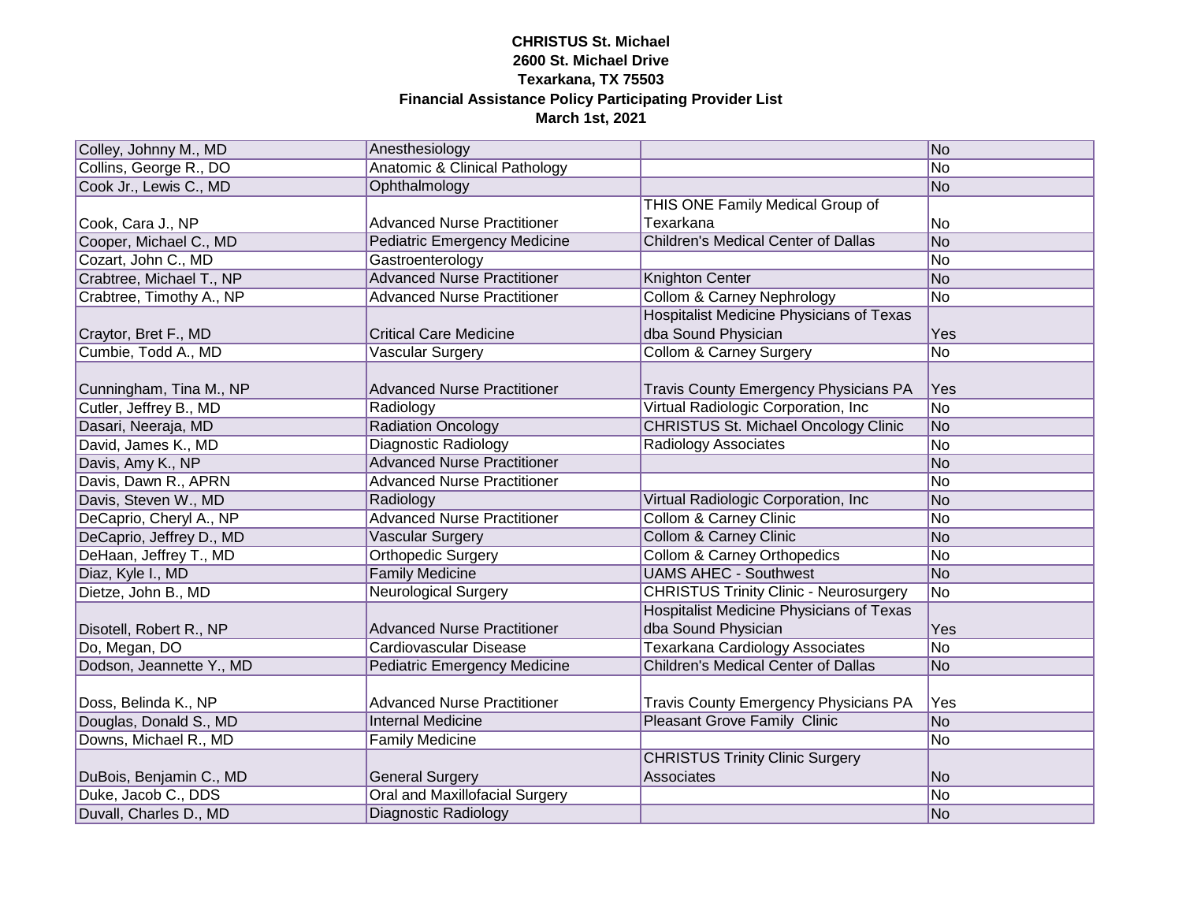**CHRISTUS St. Michael**
**2600 St. Michael Drive**
**Texarkana, TX 75503**
**Financial Assistance Policy Participating Provider List**
**March 1st, 2021**

| | | | |
|---|---|---|---|
| Colley, Johnny M., MD | Anesthesiology | | No |
| Collins, George R., DO | Anatomic & Clinical Pathology | | No |
| Cook Jr., Lewis C., MD | Ophthalmology | | No |
| Cook, Cara J., NP | Advanced Nurse Practitioner | THIS ONE Family Medical Group of Texarkana | No |
| Cooper, Michael C., MD | Pediatric Emergency Medicine | Children's Medical Center of Dallas | No |
| Cozart, John C., MD | Gastroenterology | | No |
| Crabtree, Michael T., NP | Advanced Nurse Practitioner | Knighton Center | No |
| Crabtree, Timothy A., NP | Advanced Nurse Practitioner | Collom & Carney Nephrology | No |
| Craytor, Bret F., MD | Critical Care Medicine | Hospitalist Medicine Physicians of Texas dba Sound Physician | Yes |
| Cumbie, Todd A., MD | Vascular Surgery | Collom & Carney Surgery | No |
| Cunningham, Tina M., NP | Advanced Nurse Practitioner | Travis County Emergency Physicians PA | Yes |
| Cutler, Jeffrey B., MD | Radiology | Virtual Radiologic Corporation, Inc | No |
| Dasari, Neeraja, MD | Radiation Oncology | CHRISTUS St. Michael Oncology Clinic | No |
| David, James K., MD | Diagnostic Radiology | Radiology Associates | No |
| Davis, Amy K., NP | Advanced Nurse Practitioner | | No |
| Davis, Dawn R., APRN | Advanced Nurse Practitioner | | No |
| Davis, Steven W., MD | Radiology | Virtual Radiologic Corporation, Inc | No |
| DeCaprio, Cheryl A., NP | Advanced Nurse Practitioner | Collom & Carney Clinic | No |
| DeCaprio, Jeffrey D., MD | Vascular Surgery | Collom & Carney Clinic | No |
| DeHaan, Jeffrey T., MD | Orthopedic Surgery | Collom & Carney Orthopedics | No |
| Diaz, Kyle I., MD | Family Medicine | UAMS AHEC - Southwest | No |
| Dietze, John B., MD | Neurological Surgery | CHRISTUS Trinity Clinic - Neurosurgery | No |
| Disotell, Robert R., NP | Advanced Nurse Practitioner | Hospitalist Medicine Physicians of Texas dba Sound Physician | Yes |
| Do, Megan, DO | Cardiovascular Disease | Texarkana Cardiology Associates | No |
| Dodson, Jeannette Y., MD | Pediatric Emergency Medicine | Children's Medical Center of Dallas | No |
| Doss, Belinda K., NP | Advanced Nurse Practitioner | Travis County Emergency Physicians PA | Yes |
| Douglas, Donald S., MD | Internal Medicine | Pleasant Grove Family Clinic | No |
| Downs, Michael R., MD | Family Medicine | | No |
| DuBois, Benjamin C., MD | General Surgery | CHRISTUS Trinity Clinic Surgery Associates | No |
| Duke, Jacob C., DDS | Oral and Maxillofacial Surgery | | No |
| Duvall, Charles D., MD | Diagnostic Radiology | | No |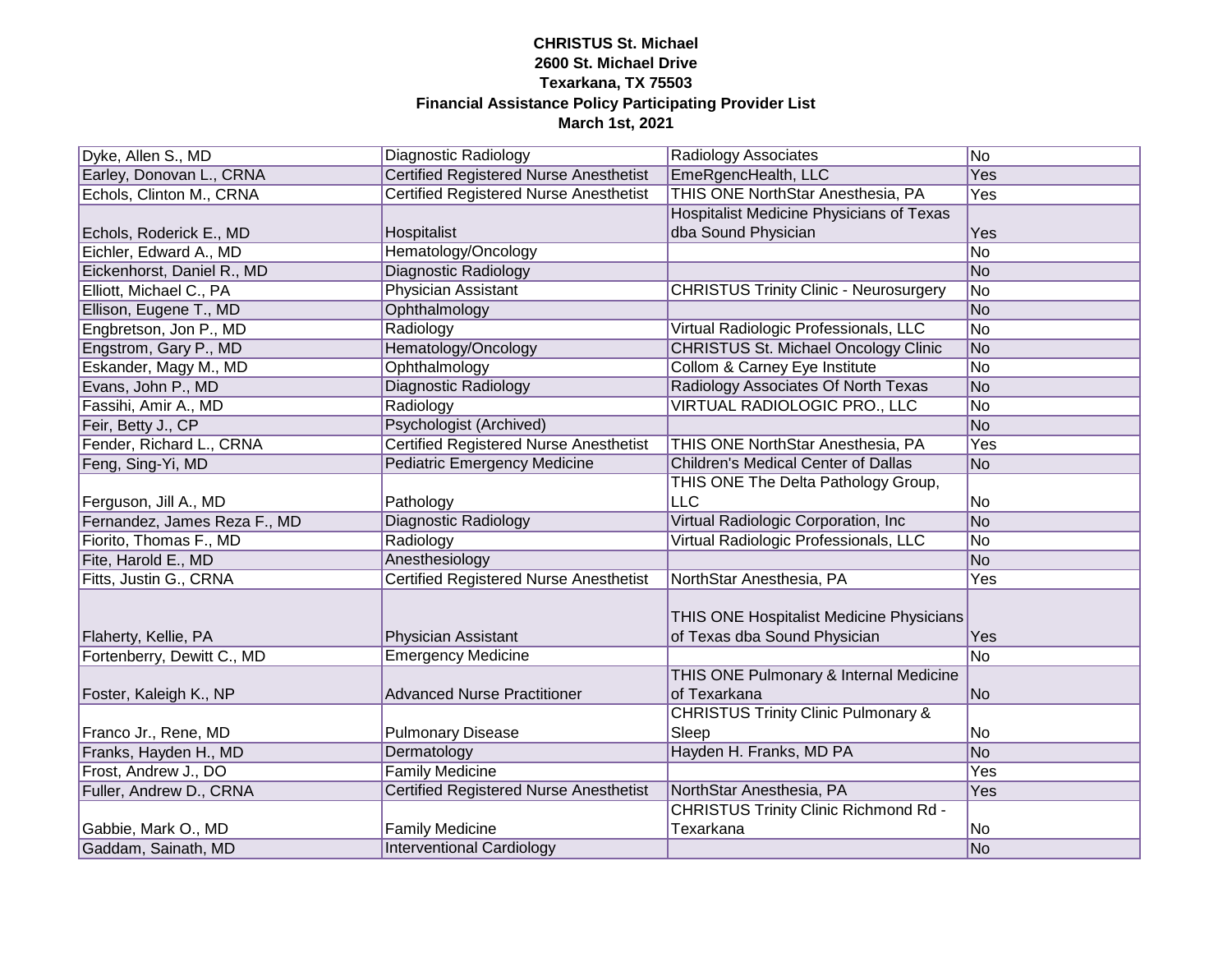**CHRISTUS St. Michael**
**2600 St. Michael Drive**
**Texarkana, TX 75503**
**Financial Assistance Policy Participating Provider List**
**March 1st, 2021**

| | | | |
|---|---|---|---|
| Dyke, Allen S., MD | Diagnostic Radiology | Radiology Associates | No |
| Earley, Donovan L., CRNA | Certified Registered Nurse Anesthetist | EmeRgencHealth, LLC | Yes |
| Echols, Clinton M., CRNA | Certified Registered Nurse Anesthetist | THIS ONE NorthStar Anesthesia, PA | Yes |
| Echols, Roderick E., MD | Hospitalist | Hospitalist Medicine Physicians of Texas dba Sound Physician | Yes |
| Eichler, Edward A., MD | Hematology/Oncology | | No |
| Eickenhorst, Daniel R., MD | Diagnostic Radiology | | No |
| Elliott, Michael C., PA | Physician Assistant | CHRISTUS Trinity Clinic - Neurosurgery | No |
| Ellison, Eugene T., MD | Ophthalmology | | No |
| Engbretson, Jon P., MD | Radiology | Virtual Radiologic Professionals, LLC | No |
| Engstrom, Gary P., MD | Hematology/Oncology | CHRISTUS St. Michael Oncology Clinic | No |
| Eskander, Magy M., MD | Ophthalmology | Collom & Carney Eye Institute | No |
| Evans, John P., MD | Diagnostic Radiology | Radiology Associates Of North Texas | No |
| Fassihi, Amir A., MD | Radiology | VIRTUAL RADIOLOGIC PRO., LLC | No |
| Feir, Betty J., CP | Psychologist (Archived) | | No |
| Fender, Richard L., CRNA | Certified Registered Nurse Anesthetist | THIS ONE NorthStar Anesthesia, PA | Yes |
| Feng, Sing-Yi, MD | Pediatric Emergency Medicine | Children's Medical Center of Dallas | No |
| Ferguson, Jill A., MD | Pathology | THIS ONE The Delta Pathology Group, LLC | No |
| Fernandez, James Reza F., MD | Diagnostic Radiology | Virtual Radiologic Corporation, Inc | No |
| Fiorito, Thomas F., MD | Radiology | Virtual Radiologic Professionals, LLC | No |
| Fite, Harold E., MD | Anesthesiology | | No |
| Fitts, Justin G., CRNA | Certified Registered Nurse Anesthetist | NorthStar Anesthesia, PA | Yes |
| Flaherty, Kellie, PA | Physician Assistant | THIS ONE Hospitalist Medicine Physicians of Texas dba Sound Physician | Yes |
| Fortenberry, Dewitt C., MD | Emergency Medicine | | No |
| Foster, Kaleigh K., NP | Advanced Nurse Practitioner | THIS ONE Pulmonary & Internal Medicine of Texarkana | No |
| Franco Jr., Rene, MD | Pulmonary Disease | CHRISTUS Trinity Clinic Pulmonary & Sleep | No |
| Franks, Hayden H., MD | Dermatology | Hayden H. Franks, MD PA | No |
| Frost, Andrew J., DO | Family Medicine | | Yes |
| Fuller, Andrew D., CRNA | Certified Registered Nurse Anesthetist | NorthStar Anesthesia, PA | Yes |
| Gabbie, Mark O., MD | Family Medicine | CHRISTUS Trinity Clinic Richmond Rd - Texarkana | No |
| Gaddam, Sainath, MD | Interventional Cardiology | | No |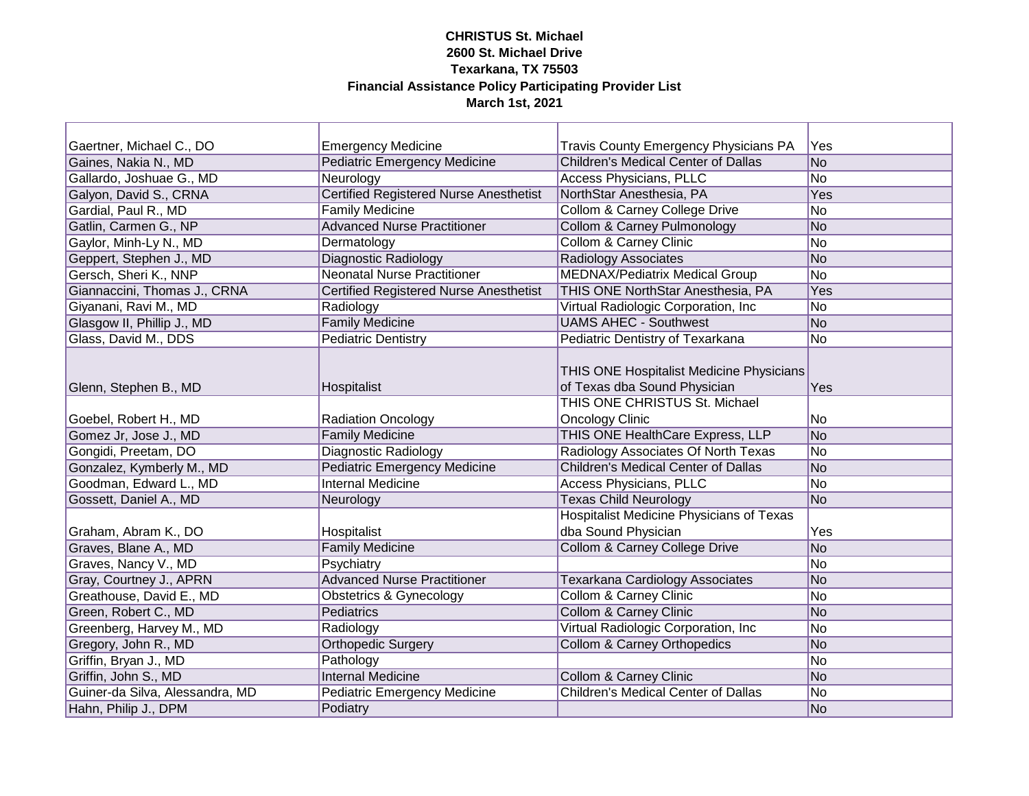**CHRISTUS St. Michael**
**2600 St. Michael Drive**
**Texarkana, TX 75503**
**Financial Assistance Policy Participating Provider List**
**March 1st, 2021**

| | | | |
|---|---|---|---|
| Gaertner, Michael C., DO | Emergency Medicine | Travis County Emergency Physicians PA | Yes |
| Gaines, Nakia N., MD | Pediatric Emergency Medicine | Children's Medical Center of Dallas | No |
| Gallardo, Joshuae G., MD | Neurology | Access Physicians, PLLC | No |
| Galyon, David S., CRNA | Certified Registered Nurse Anesthetist | NorthStar Anesthesia, PA | Yes |
| Gardial, Paul R., MD | Family Medicine | Collom & Carney College Drive | No |
| Gatlin, Carmen G., NP | Advanced Nurse Practitioner | Collom & Carney Pulmonology | No |
| Gaylor, Minh-Ly N., MD | Dermatology | Collom & Carney Clinic | No |
| Geppert, Stephen J., MD | Diagnostic Radiology | Radiology Associates | No |
| Gersch, Sheri K., NNP | Neonatal Nurse Practitioner | MEDNAX/Pediatrix Medical Group | No |
| Giannaccini, Thomas J., CRNA | Certified Registered Nurse Anesthetist | THIS ONE NorthStar Anesthesia, PA | Yes |
| Giyanani, Ravi M., MD | Radiology | Virtual Radiologic Corporation, Inc | No |
| Glasgow II, Phillip J., MD | Family Medicine | UAMS AHEC - Southwest | No |
| Glass, David M., DDS | Pediatric Dentistry | Pediatric Dentistry of Texarkana | No |
| Glenn, Stephen B., MD | Hospitalist | THIS ONE Hospitalist Medicine Physicians of Texas dba Sound Physician | Yes |
| Goebel, Robert H., MD | Radiation Oncology | THIS ONE CHRISTUS St. Michael Oncology Clinic | No |
| Gomez Jr, Jose J., MD | Family Medicine | THIS ONE HealthCare Express, LLP | No |
| Gongidi, Preetam, DO | Diagnostic Radiology | Radiology Associates Of North Texas | No |
| Gonzalez, Kymberly M., MD | Pediatric Emergency Medicine | Children's Medical Center of Dallas | No |
| Goodman, Edward L., MD | Internal Medicine | Access Physicians, PLLC | No |
| Gossett, Daniel A., MD | Neurology | Texas Child Neurology | No |
| Graham, Abram K., DO | Hospitalist | Hospitalist Medicine Physicians of Texas dba Sound Physician | Yes |
| Graves, Blane A., MD | Family Medicine | Collom & Carney College Drive | No |
| Graves, Nancy V., MD | Psychiatry | | No |
| Gray, Courtney J., APRN | Advanced Nurse Practitioner | Texarkana Cardiology Associates | No |
| Greathouse, David E., MD | Obstetrics & Gynecology | Collom & Carney Clinic | No |
| Green, Robert C., MD | Pediatrics | Collom & Carney Clinic | No |
| Greenberg, Harvey M., MD | Radiology | Virtual Radiologic Corporation, Inc | No |
| Gregory, John R., MD | Orthopedic Surgery | Collom & Carney Orthopedics | No |
| Griffin, Bryan J., MD | Pathology | | No |
| Griffin, John S., MD | Internal Medicine | Collom & Carney Clinic | No |
| Guiner-da Silva, Alessandra, MD | Pediatric Emergency Medicine | Children's Medical Center of Dallas | No |
| Hahn, Philip J., DPM | Podiatry | | No |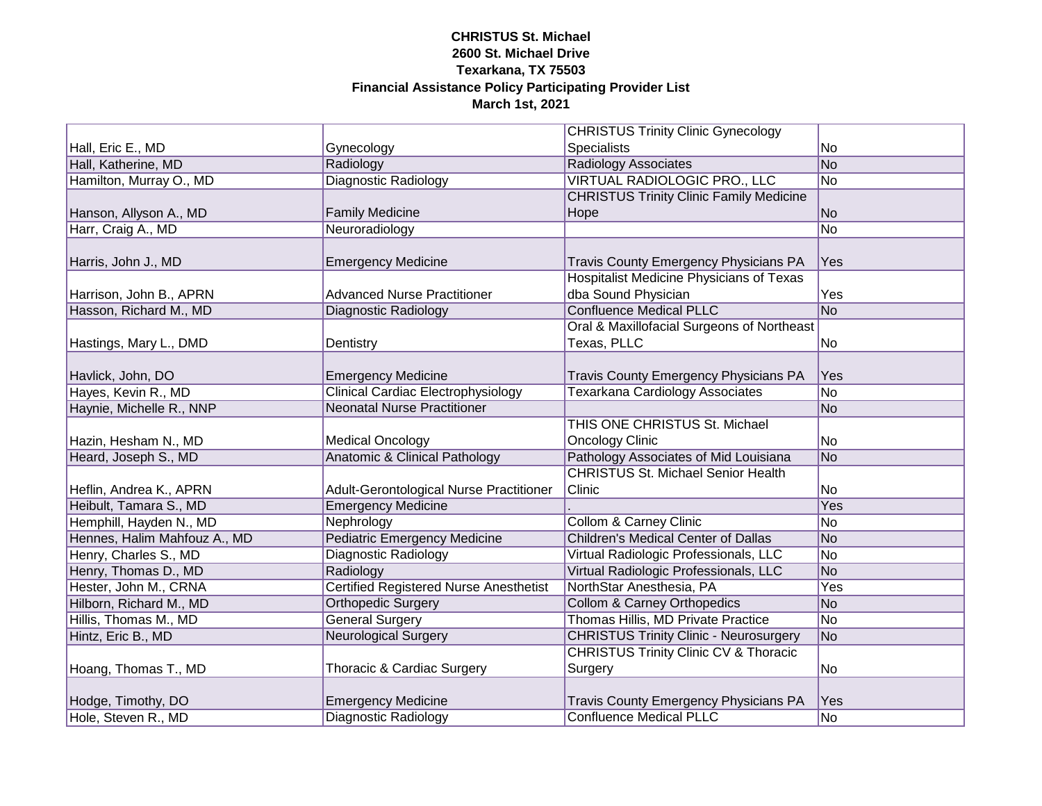**CHRISTUS St. Michael**
**2600 St. Michael Drive**
**Texarkana, TX 75503**
**Financial Assistance Policy Participating Provider List**
**March 1st, 2021**

| | | | |
|---|---|---|---|
| Hall, Eric E., MD | Gynecology | CHRISTUS Trinity Clinic Gynecology Specialists | No |
| Hall, Katherine, MD | Radiology | Radiology Associates | No |
| Hamilton, Murray O., MD | Diagnostic Radiology | VIRTUAL RADIOLOGIC PRO., LLC | No |
| Hanson, Allyson A., MD | Family Medicine | CHRISTUS Trinity Clinic Family Medicine Hope | No |
| Harr, Craig A., MD | Neuroradiology | | No |
| Harris, John J., MD | Emergency Medicine | Travis County Emergency Physicians PA | Yes |
| Harrison, John B., APRN | Advanced Nurse Practitioner | Hospitalist Medicine Physicians of Texas dba Sound Physician | Yes |
| Hasson, Richard M., MD | Diagnostic Radiology | Confluence Medical PLLC | No |
| Hastings, Mary L., DMD | Dentistry | Oral & Maxillofacial Surgeons of Northeast Texas, PLLC | No |
| Havlick, John, DO | Emergency Medicine | Travis County Emergency Physicians PA | Yes |
| Hayes, Kevin R., MD | Clinical Cardiac Electrophysiology | Texarkana Cardiology Associates | No |
| Haynie, Michelle R., NNP | Neonatal Nurse Practitioner | | No |
| Hazin, Hesham N., MD | Medical Oncology | THIS ONE CHRISTUS St. Michael Oncology Clinic | No |
| Heard, Joseph S., MD | Anatomic & Clinical Pathology | Pathology Associates of Mid Louisiana | No |
| Heflin, Andrea K., APRN | Adult-Gerontological Nurse Practitioner | CHRISTUS St. Michael Senior Health Clinic | No |
| Heibult, Tamara S., MD | Emergency Medicine | . | Yes |
| Hemphill, Hayden N., MD | Nephrology | Collom & Carney Clinic | No |
| Hennes, Halim Mahfouz A., MD | Pediatric Emergency Medicine | Children's Medical Center of Dallas | No |
| Henry, Charles S., MD | Diagnostic Radiology | Virtual Radiologic Professionals, LLC | No |
| Henry, Thomas D., MD | Radiology | Virtual Radiologic Professionals, LLC | No |
| Hester, John M., CRNA | Certified Registered Nurse Anesthetist | NorthStar Anesthesia, PA | Yes |
| Hilborn, Richard M., MD | Orthopedic Surgery | Collom & Carney Orthopedics | No |
| Hillis, Thomas M., MD | General Surgery | Thomas Hillis, MD Private Practice | No |
| Hintz, Eric B., MD | Neurological Surgery | CHRISTUS Trinity Clinic - Neurosurgery | No |
| Hoang, Thomas T., MD | Thoracic & Cardiac Surgery | CHRISTUS Trinity Clinic CV & Thoracic Surgery | No |
| Hodge, Timothy, DO | Emergency Medicine | Travis County Emergency Physicians PA | Yes |
| Hole, Steven R., MD | Diagnostic Radiology | Confluence Medical PLLC | No |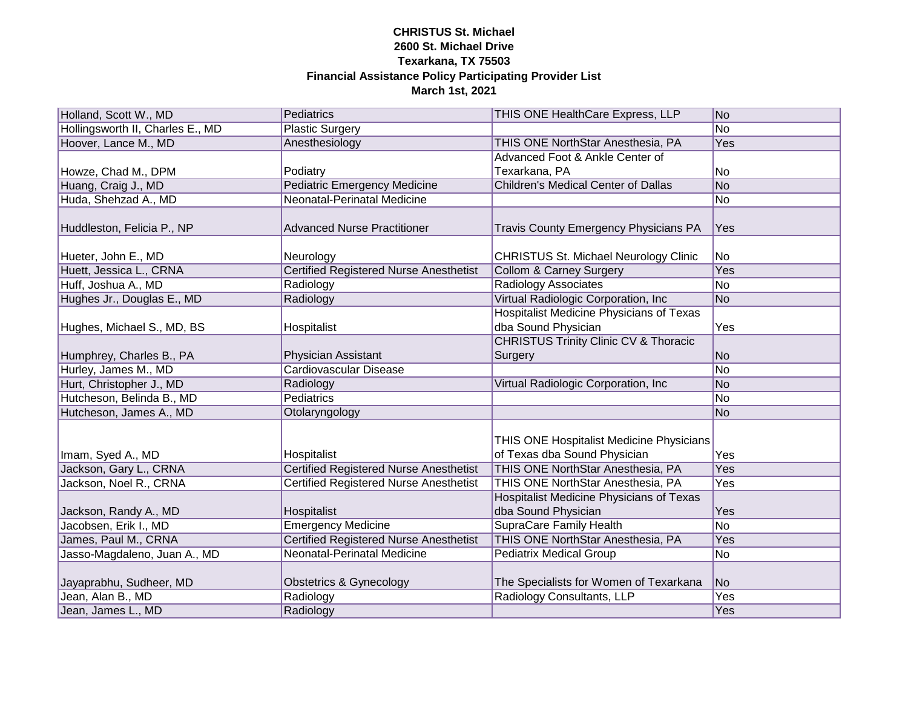**CHRISTUS St. Michael**
**2600 St. Michael Drive**
**Texarkana, TX 75503**
**Financial Assistance Policy Participating Provider List**
**March 1st, 2021**

| | | | |
|---|---|---|---|
| Holland, Scott W., MD | Pediatrics | THIS ONE HealthCare Express, LLP | No |
| Hollingsworth II, Charles E., MD | Plastic Surgery | | No |
| Hoover, Lance M., MD | Anesthesiology | THIS ONE NorthStar Anesthesia, PA | Yes |
| Howze, Chad M., DPM | Podiatry | Advanced Foot & Ankle Center of Texarkana, PA | No |
| Huang, Craig J., MD | Pediatric Emergency Medicine | Children's Medical Center of Dallas | No |
| Huda, Shehzad A., MD | Neonatal-Perinatal Medicine | | No |
| Huddleston, Felicia P., NP | Advanced Nurse Practitioner | Travis County Emergency Physicians PA | Yes |
| Hueter, John E., MD | Neurology | CHRISTUS St. Michael Neurology Clinic | No |
| Huett, Jessica L., CRNA | Certified Registered Nurse Anesthetist | Collom & Carney Surgery | Yes |
| Huff, Joshua A., MD | Radiology | Radiology Associates | No |
| Hughes Jr., Douglas E., MD | Radiology | Virtual Radiologic Corporation, Inc | No |
| Hughes, Michael S., MD, BS | Hospitalist | Hospitalist Medicine Physicians of Texas dba Sound Physician | Yes |
| Humphrey, Charles B., PA | Physician Assistant | CHRISTUS Trinity Clinic CV & Thoracic Surgery | No |
| Hurley, James M., MD | Cardiovascular Disease | | No |
| Hurt, Christopher J., MD | Radiology | Virtual Radiologic Corporation, Inc | No |
| Hutcheson, Belinda B., MD | Pediatrics | | No |
| Hutcheson, James A., MD | Otolaryngology | | No |
| Imam, Syed A., MD | Hospitalist | THIS ONE Hospitalist Medicine Physicians of Texas dba Sound Physician | Yes |
| Jackson, Gary L., CRNA | Certified Registered Nurse Anesthetist | THIS ONE NorthStar Anesthesia, PA | Yes |
| Jackson, Noel R., CRNA | Certified Registered Nurse Anesthetist | THIS ONE NorthStar Anesthesia, PA | Yes |
| Jackson, Randy A., MD | Hospitalist | Hospitalist Medicine Physicians of Texas dba Sound Physician | Yes |
| Jacobsen, Erik I., MD | Emergency Medicine | SupraCare Family Health | No |
| James, Paul M., CRNA | Certified Registered Nurse Anesthetist | THIS ONE NorthStar Anesthesia, PA | Yes |
| Jasso-Magdaleno, Juan A., MD | Neonatal-Perinatal Medicine | Pediatrix Medical Group | No |
| Jayaprabhu, Sudheer, MD | Obstetrics & Gynecology | The Specialists for Women of Texarkana | No |
| Jean, Alan B., MD | Radiology | Radiology Consultants, LLP | Yes |
| Jean, James L., MD | Radiology | | Yes |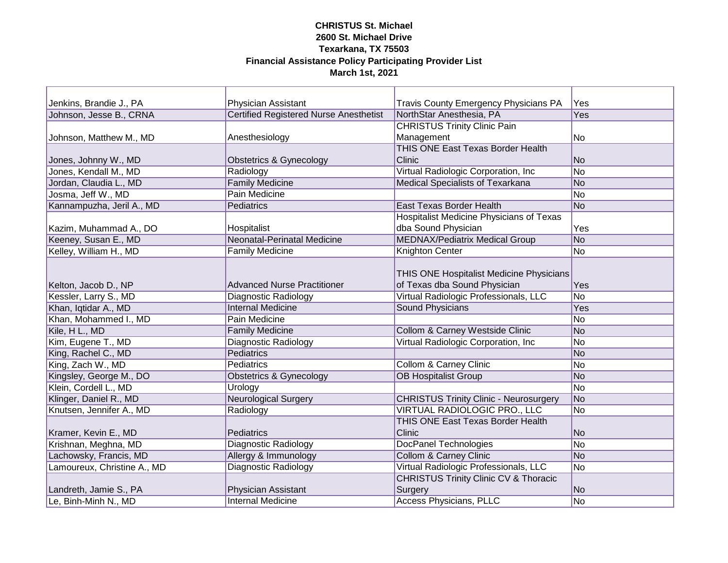**CHRISTUS St. Michael**
**2600 St. Michael Drive**
**Texarkana, TX 75503**
**Financial Assistance Policy Participating Provider List**
**March 1st, 2021**

| | | | |
|---|---|---|---|
| Jenkins, Brandie J., PA | Physician Assistant | Travis County Emergency Physicians PA | Yes |
| Johnson, Jesse B., CRNA | Certified Registered Nurse Anesthetist | NorthStar Anesthesia, PA | Yes |
| Johnson, Matthew M., MD | Anesthesiology | CHRISTUS Trinity Clinic Pain Management | No |
| Jones, Johnny W., MD | Obstetrics & Gynecology | THIS ONE East Texas Border Health Clinic | No |
| Jones, Kendall M., MD | Radiology | Virtual Radiologic Corporation, Inc | No |
| Jordan, Claudia L., MD | Family Medicine | Medical Specialists of Texarkana | No |
| Josma, Jeff W., MD | Pain Medicine | | No |
| Kannampuzha, Jeril A., MD | Pediatrics | East Texas Border Health | No |
| Kazim, Muhammad A., DO | Hospitalist | Hospitalist Medicine Physicians of Texas dba Sound Physician | Yes |
| Keeney, Susan E., MD | Neonatal-Perinatal Medicine | MEDNAX/Pediatrix Medical Group | No |
| Kelley, William H., MD | Family Medicine | Knighton Center | No |
| Kelton, Jacob D., NP | Advanced Nurse Practitioner | THIS ONE Hospitalist Medicine Physicians of Texas dba Sound Physician | Yes |
| Kessler, Larry S., MD | Diagnostic Radiology | Virtual Radiologic Professionals, LLC | No |
| Khan, Iqtidar A., MD | Internal Medicine | Sound Physicians | Yes |
| Khan, Mohammed I., MD | Pain Medicine | | No |
| Kile, H L., MD | Family Medicine | Collom & Carney Westside Clinic | No |
| Kim, Eugene T., MD | Diagnostic Radiology | Virtual Radiologic Corporation, Inc | No |
| King, Rachel C., MD | Pediatrics | | No |
| King, Zach W., MD | Pediatrics | Collom & Carney Clinic | No |
| Kingsley, George M., DO | Obstetrics & Gynecology | OB Hospitalist Group | No |
| Klein, Cordell L., MD | Urology | | No |
| Klinger, Daniel R., MD | Neurological Surgery | CHRISTUS Trinity Clinic - Neurosurgery | No |
| Knutsen, Jennifer A., MD | Radiology | VIRTUAL RADIOLOGIC PRO., LLC | No |
| Kramer, Kevin E., MD | Pediatrics | THIS ONE East Texas Border Health Clinic | No |
| Krishnan, Meghna, MD | Diagnostic Radiology | DocPanel Technologies | No |
| Lachowsky, Francis, MD | Allergy & Immunology | Collom & Carney Clinic | No |
| Lamoureux, Christine A., MD | Diagnostic Radiology | Virtual Radiologic Professionals, LLC | No |
| Landreth, Jamie S., PA | Physician Assistant | CHRISTUS Trinity Clinic CV & Thoracic Surgery | No |
| Le, Binh-Minh N., MD | Internal Medicine | Access Physicians, PLLC | No |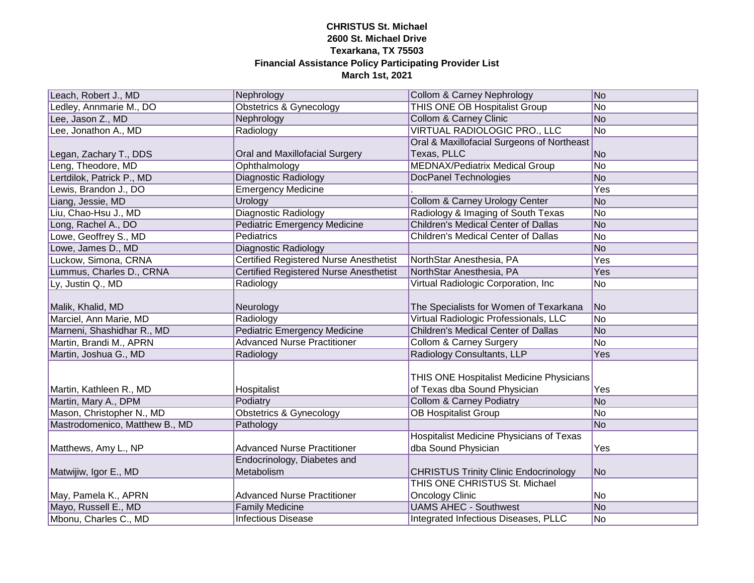**CHRISTUS St. Michael**
**2600 St. Michael Drive**
**Texarkana, TX 75503**
**Financial Assistance Policy Participating Provider List**
**March 1st, 2021**

| | | | |
|---|---|---|---|
| Leach, Robert J., MD | Nephrology | Collom & Carney Nephrology | No |
| Ledley, Annmarie M., DO | Obstetrics & Gynecology | THIS ONE OB Hospitalist Group | No |
| Lee, Jason Z., MD | Nephrology | Collom & Carney Clinic | No |
| Lee, Jonathon A., MD | Radiology | VIRTUAL RADIOLOGIC PRO., LLC | No |
| Legan, Zachary T., DDS | Oral and Maxillofacial Surgery | Oral & Maxillofacial Surgeons of Northeast Texas, PLLC | No |
| Leng, Theodore, MD | Ophthalmology | MEDNAX/Pediatrix Medical Group | No |
| Lertdilok, Patrick P., MD | Diagnostic Radiology | DocPanel Technologies | No |
| Lewis, Brandon J., DO | Emergency Medicine | . | Yes |
| Liang, Jessie, MD | Urology | Collom & Carney Urology Center | No |
| Liu, Chao-Hsu J., MD | Diagnostic Radiology | Radiology & Imaging of South Texas | No |
| Long, Rachel A., DO | Pediatric Emergency Medicine | Children's Medical Center of Dallas | No |
| Lowe, Geoffrey S., MD | Pediatrics | Children's Medical Center of Dallas | No |
| Lowe, James D., MD | Diagnostic Radiology | | No |
| Luckow, Simona, CRNA | Certified Registered Nurse Anesthetist | NorthStar Anesthesia, PA | Yes |
| Lummus, Charles D., CRNA | Certified Registered Nurse Anesthetist | NorthStar Anesthesia, PA | Yes |
| Ly, Justin Q., MD | Radiology | Virtual Radiologic Corporation, Inc | No |
| Malik, Khalid, MD | Neurology | The Specialists for Women of Texarkana | No |
| Marciel, Ann Marie, MD | Radiology | Virtual Radiologic Professionals, LLC | No |
| Marneni, Shashidhar R., MD | Pediatric Emergency Medicine | Children's Medical Center of Dallas | No |
| Martin, Brandi M., APRN | Advanced Nurse Practitioner | Collom & Carney Surgery | No |
| Martin, Joshua G., MD | Radiology | Radiology Consultants, LLP | Yes |
| Martin, Kathleen R., MD | Hospitalist | THIS ONE Hospitalist Medicine Physicians of Texas dba Sound Physician | Yes |
| Martin, Mary A., DPM | Podiatry | Collom & Carney Podiatry | No |
| Mason, Christopher N., MD | Obstetrics & Gynecology | OB Hospitalist Group | No |
| Mastrodomenico, Matthew B., MD | Pathology | | No |
| Matthews, Amy L., NP | Advanced Nurse Practitioner | Hospitalist Medicine Physicians of Texas dba Sound Physician | Yes |
| Matwijiw, Igor E., MD | Endocrinology, Diabetes and Metabolism | CHRISTUS Trinity Clinic Endocrinology | No |
| May, Pamela K., APRN | Advanced Nurse Practitioner | THIS ONE CHRISTUS St. Michael Oncology Clinic | No |
| Mayo, Russell E., MD | Family Medicine | UAMS AHEC - Southwest | No |
| Mbonu, Charles C., MD | Infectious Disease | Integrated Infectious Diseases, PLLC | No |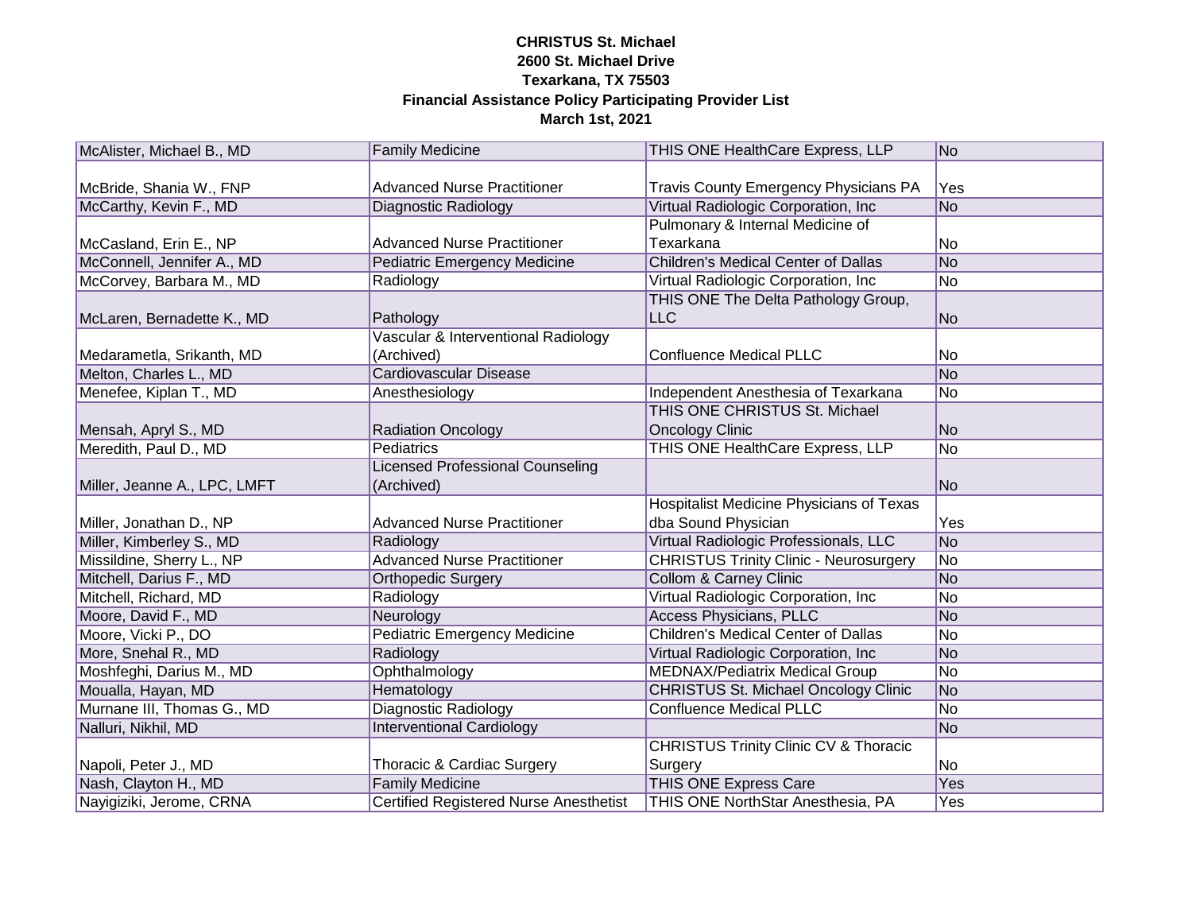**CHRISTUS St. Michael**
**2600 St. Michael Drive**
**Texarkana, TX 75503**
**Financial Assistance Policy Participating Provider List**
**March 1st, 2021**

| | | | |
|---|---|---|---|
| McAlister, Michael B., MD | Family Medicine | THIS ONE HealthCare Express, LLP | No |
| McBride, Shania W., FNP | Advanced Nurse Practitioner | Travis County Emergency Physicians PA | Yes |
| McCarthy, Kevin F., MD | Diagnostic Radiology | Virtual Radiologic Corporation, Inc | No |
| McCasland, Erin E., NP | Advanced Nurse Practitioner | Pulmonary & Internal Medicine of Texarkana | No |
| McConnell, Jennifer A., MD | Pediatric Emergency Medicine | Children's Medical Center of Dallas | No |
| McCorvey, Barbara M., MD | Radiology | Virtual Radiologic Corporation, Inc | No |
| McLaren, Bernadette K., MD | Pathology | THIS ONE The Delta Pathology Group, LLC | No |
| Medarametla, Srikanth, MD | Vascular & Interventional Radiology (Archived) | Confluence Medical PLLC | No |
| Melton, Charles L., MD | Cardiovascular Disease | | No |
| Menefee, Kiplan T., MD | Anesthesiology | Independent Anesthesia of Texarkana | No |
| Mensah, Apryl S., MD | Radiation Oncology | THIS ONE CHRISTUS St. Michael Oncology Clinic | No |
| Meredith, Paul D., MD | Pediatrics | THIS ONE HealthCare Express, LLP | No |
| Miller, Jeanne A., LPC, LMFT | Licensed Professional Counseling (Archived) | | No |
| Miller, Jonathan D., NP | Advanced Nurse Practitioner | Hospitalist Medicine Physicians of Texas dba Sound Physician | Yes |
| Miller, Kimberley S., MD | Radiology | Virtual Radiologic Professionals, LLC | No |
| Missildine, Sherry L., NP | Advanced Nurse Practitioner | CHRISTUS Trinity Clinic - Neurosurgery | No |
| Mitchell, Darius F., MD | Orthopedic Surgery | Collom & Carney Clinic | No |
| Mitchell, Richard, MD | Radiology | Virtual Radiologic Corporation, Inc | No |
| Moore, David F., MD | Neurology | Access Physicians, PLLC | No |
| Moore, Vicki P., DO | Pediatric Emergency Medicine | Children's Medical Center of Dallas | No |
| More, Snehal R., MD | Radiology | Virtual Radiologic Corporation, Inc | No |
| Moshfeghi, Darius M., MD | Ophthalmology | MEDNAX/Pediatrix Medical Group | No |
| Moualla, Hayan, MD | Hematology | CHRISTUS St. Michael Oncology Clinic | No |
| Murnane III, Thomas G., MD | Diagnostic Radiology | Confluence Medical PLLC | No |
| Nalluri, Nikhil, MD | Interventional Cardiology | | No |
| Napoli, Peter J., MD | Thoracic & Cardiac Surgery | CHRISTUS Trinity Clinic CV & Thoracic Surgery | No |
| Nash, Clayton H., MD | Family Medicine | THIS ONE Express Care | Yes |
| Nayigiziki, Jerome, CRNA | Certified Registered Nurse Anesthetist | THIS ONE NorthStar Anesthesia, PA | Yes |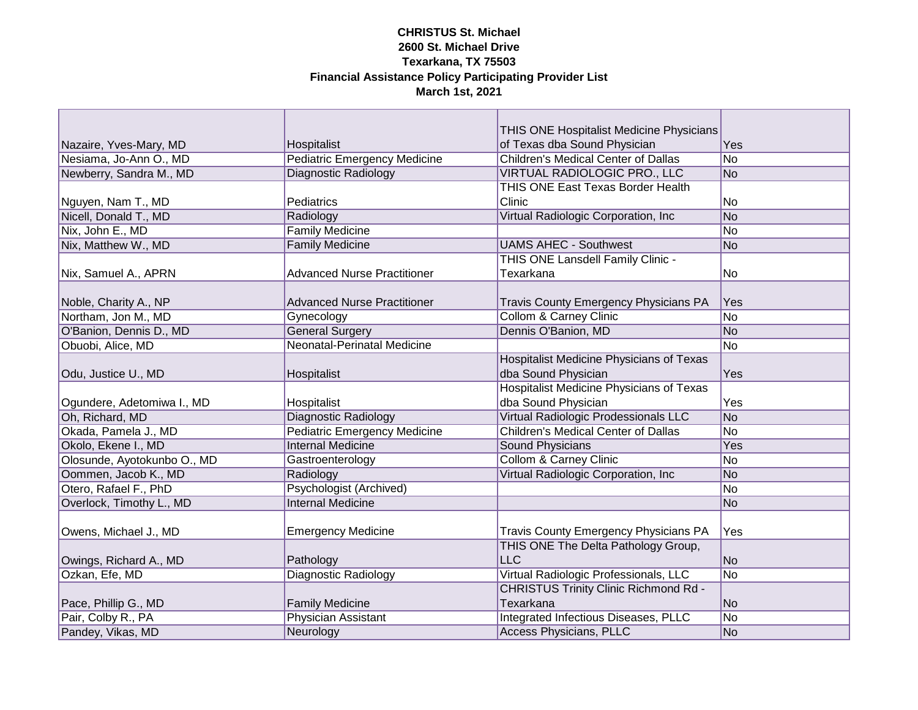**CHRISTUS St. Michael**
**2600 St. Michael Drive**
**Texarkana, TX 75503**
**Financial Assistance Policy Participating Provider List**
**March 1st, 2021**

| | | | |
|---|---|---|---|
| Nazaire, Yves-Mary, MD | Hospitalist | THIS ONE Hospitalist Medicine Physicians of Texas dba Sound Physician | Yes |
| Nesiama, Jo-Ann O., MD | Pediatric Emergency Medicine | Children's Medical Center of Dallas | No |
| Newberry, Sandra M., MD | Diagnostic Radiology | VIRTUAL RADIOLOGIC PRO., LLC | No |
| Nguyen, Nam T., MD | Pediatrics | THIS ONE East Texas Border Health Clinic | No |
| Nicell, Donald T., MD | Radiology | Virtual Radiologic Corporation, Inc | No |
| Nix, John E., MD | Family Medicine | | No |
| Nix, Matthew W., MD | Family Medicine | UAMS AHEC - Southwest | No |
| Nix, Samuel A., APRN | Advanced Nurse Practitioner | THIS ONE Lansdell Family Clinic - Texarkana | No |
| Noble, Charity A., NP | Advanced Nurse Practitioner | Travis County Emergency Physicians PA | Yes |
| Northam, Jon M., MD | Gynecology | Collom & Carney Clinic | No |
| O'Banion, Dennis D., MD | General Surgery | Dennis O'Banion, MD | No |
| Obuobi, Alice, MD | Neonatal-Perinatal Medicine | | No |
| Odu, Justice U., MD | Hospitalist | Hospitalist Medicine Physicians of Texas dba Sound Physician | Yes |
| Ogundere, Adetomiwa I., MD | Hospitalist | Hospitalist Medicine Physicians of Texas dba Sound Physician | Yes |
| Oh, Richard, MD | Diagnostic Radiology | Virtual Radiologic Prodessionals LLC | No |
| Okada, Pamela J., MD | Pediatric Emergency Medicine | Children's Medical Center of Dallas | No |
| Okolo, Ekene I., MD | Internal Medicine | Sound Physicians | Yes |
| Olosunde, Ayotokunbo O., MD | Gastroenterology | Collom & Carney Clinic | No |
| Oommen, Jacob K., MD | Radiology | Virtual Radiologic Corporation, Inc | No |
| Otero, Rafael F., PhD | Psychologist (Archived) | | No |
| Overlock, Timothy L., MD | Internal Medicine | | No |
| Owens, Michael J., MD | Emergency Medicine | Travis County Emergency Physicians PA | Yes |
| Owings, Richard A., MD | Pathology | THIS ONE The Delta Pathology Group, LLC | No |
| Ozkan, Efe, MD | Diagnostic Radiology | Virtual Radiologic Professionals, LLC | No |
| Pace, Phillip G., MD | Family Medicine | CHRISTUS Trinity Clinic Richmond Rd - Texarkana | No |
| Pair, Colby R., PA | Physician Assistant | Integrated Infectious Diseases, PLLC | No |
| Pandey, Vikas, MD | Neurology | Access Physicians, PLLC | No |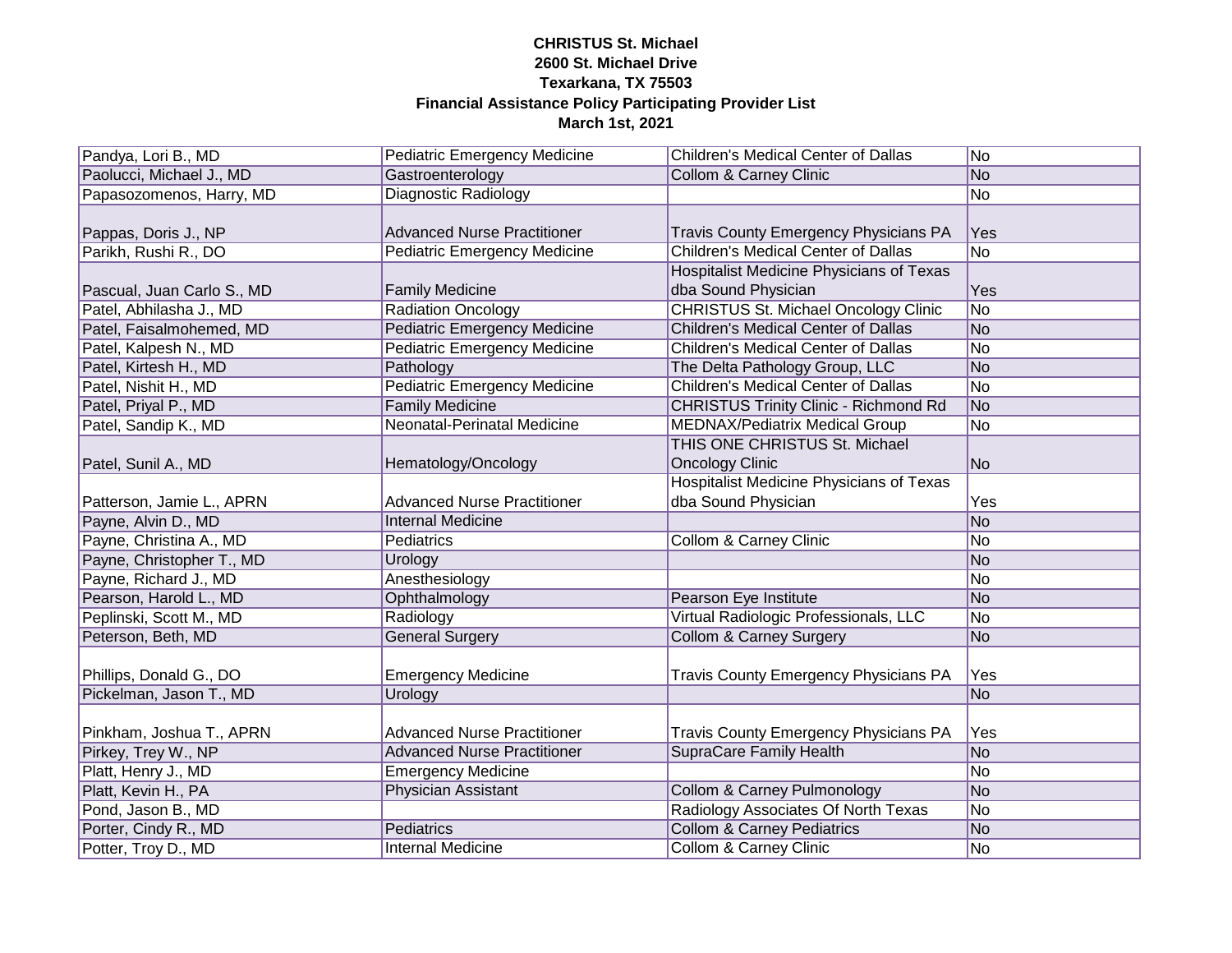**CHRISTUS St. Michael**
**2600 St. Michael Drive**
**Texarkana, TX 75503**
**Financial Assistance Policy Participating Provider List**
**March 1st, 2021**

| | | | |
|---|---|---|---|
| Pandya, Lori B., MD | Pediatric Emergency Medicine | Children's Medical Center of Dallas | No |
| Paolucci, Michael J., MD | Gastroenterology | Collom & Carney Clinic | No |
| Papasozomenos, Harry, MD | Diagnostic Radiology | | No |
| Pappas, Doris J., NP | Advanced Nurse Practitioner | Travis County Emergency Physicians PA | Yes |
| Parikh, Rushi R., DO | Pediatric Emergency Medicine | Children's Medical Center of Dallas | No |
| Pascual, Juan Carlo S., MD | Family Medicine | Hospitalist Medicine Physicians of Texas dba Sound Physician | Yes |
| Patel, Abhilasha J., MD | Radiation Oncology | CHRISTUS St. Michael Oncology Clinic | No |
| Patel, Faisalmohemed, MD | Pediatric Emergency Medicine | Children's Medical Center of Dallas | No |
| Patel, Kalpesh N., MD | Pediatric Emergency Medicine | Children's Medical Center of Dallas | No |
| Patel, Kirtesh H., MD | Pathology | The Delta Pathology Group, LLC | No |
| Patel, Nishit H., MD | Pediatric Emergency Medicine | Children's Medical Center of Dallas | No |
| Patel, Priyal P., MD | Family Medicine | CHRISTUS Trinity Clinic - Richmond Rd | No |
| Patel, Sandip K., MD | Neonatal-Perinatal Medicine | MEDNAX/Pediatrix Medical Group | No |
| Patel, Sunil A., MD | Hematology/Oncology | THIS ONE CHRISTUS St. Michael Oncology Clinic | No |
| Patterson, Jamie L., APRN | Advanced Nurse Practitioner | Hospitalist Medicine Physicians of Texas dba Sound Physician | Yes |
| Payne, Alvin D., MD | Internal Medicine | | No |
| Payne, Christina A., MD | Pediatrics | Collom & Carney Clinic | No |
| Payne, Christopher T., MD | Urology | | No |
| Payne, Richard J., MD | Anesthesiology | | No |
| Pearson, Harold L., MD | Ophthalmology | Pearson Eye Institute | No |
| Peplinski, Scott M., MD | Radiology | Virtual Radiologic Professionals, LLC | No |
| Peterson, Beth, MD | General Surgery | Collom & Carney Surgery | No |
| Phillips, Donald G., DO | Emergency Medicine | Travis County Emergency Physicians PA | Yes |
| Pickelman, Jason T., MD | Urology | | No |
| Pinkham, Joshua T., APRN | Advanced Nurse Practitioner | Travis County Emergency Physicians PA | Yes |
| Pirkey, Trey W., NP | Advanced Nurse Practitioner | SupraCare Family Health | No |
| Platt, Henry J., MD | Emergency Medicine | | No |
| Platt, Kevin H., PA | Physician Assistant | Collom & Carney Pulmonology | No |
| Pond, Jason B., MD | | Radiology Associates Of North Texas | No |
| Porter, Cindy R., MD | Pediatrics | Collom & Carney Pediatrics | No |
| Potter, Troy D., MD | Internal Medicine | Collom & Carney Clinic | No |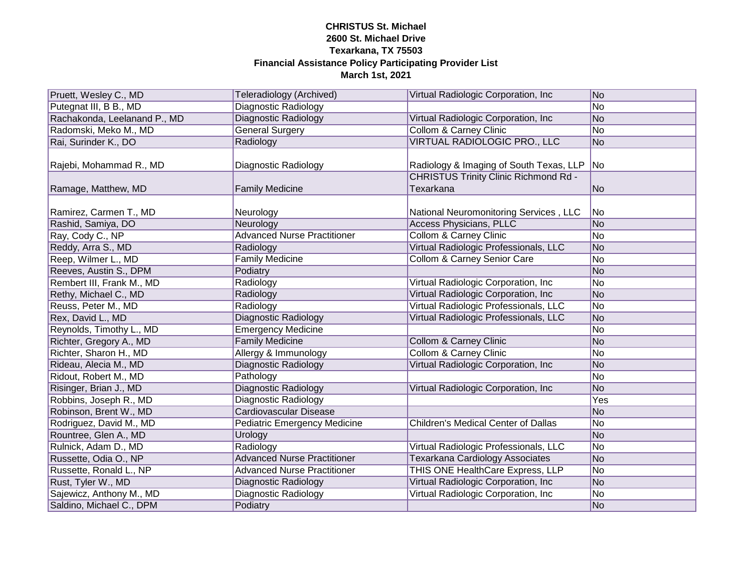**CHRISTUS St. Michael**
**2600 St. Michael Drive**
**Texarkana, TX 75503**
**Financial Assistance Policy Participating Provider List**
**March 1st, 2021**

| | | | |
|---|---|---|---|
| Pruett, Wesley C., MD | Teleradiology (Archived) | Virtual Radiologic Corporation, Inc | No |
| Putegnat III, B B., MD | Diagnostic Radiology | | No |
| Rachakonda, Leelanand P., MD | Diagnostic Radiology | Virtual Radiologic Corporation, Inc | No |
| Radomski, Meko M., MD | General Surgery | Collom & Carney Clinic | No |
| Rai, Surinder K., DO | Radiology | VIRTUAL RADIOLOGIC PRO., LLC | No |
| Rajebi, Mohammad R., MD | Diagnostic Radiology | Radiology & Imaging of South Texas, LLP | No |
| Ramage, Matthew, MD | Family Medicine | CHRISTUS Trinity Clinic Richmond Rd - Texarkana | No |
| Ramirez, Carmen T., MD | Neurology | National Neuromonitoring Services , LLC | No |
| Rashid, Samiya, DO | Neurology | Access Physicians, PLLC | No |
| Ray, Cody C., NP | Advanced Nurse Practitioner | Collom & Carney Clinic | No |
| Reddy, Arra S., MD | Radiology | Virtual Radiologic Professionals, LLC | No |
| Reep, Wilmer L., MD | Family Medicine | Collom & Carney Senior Care | No |
| Reeves, Austin S., DPM | Podiatry | | No |
| Rembert III, Frank M., MD | Radiology | Virtual Radiologic Corporation, Inc | No |
| Rethy, Michael C., MD | Radiology | Virtual Radiologic Corporation, Inc | No |
| Reuss, Peter M., MD | Radiology | Virtual Radiologic Professionals, LLC | No |
| Rex, David L., MD | Diagnostic Radiology | Virtual Radiologic Professionals, LLC | No |
| Reynolds, Timothy L., MD | Emergency Medicine | | No |
| Richter, Gregory A., MD | Family Medicine | Collom & Carney Clinic | No |
| Richter, Sharon H., MD | Allergy & Immunology | Collom & Carney Clinic | No |
| Rideau, Alecia M., MD | Diagnostic Radiology | Virtual Radiologic Corporation, Inc | No |
| Ridout, Robert M., MD | Pathology | | No |
| Risinger, Brian J., MD | Diagnostic Radiology | Virtual Radiologic Corporation, Inc | No |
| Robbins, Joseph R., MD | Diagnostic Radiology | | Yes |
| Robinson, Brent W., MD | Cardiovascular Disease | | No |
| Rodriguez, David M., MD | Pediatric Emergency Medicine | Children's Medical Center of Dallas | No |
| Rountree, Glen A., MD | Urology | | No |
| Rulnick, Adam D., MD | Radiology | Virtual Radiologic Professionals, LLC | No |
| Russette, Odia O., NP | Advanced Nurse Practitioner | Texarkana Cardiology Associates | No |
| Russette, Ronald L., NP | Advanced Nurse Practitioner | THIS ONE HealthCare Express, LLP | No |
| Rust, Tyler W., MD | Diagnostic Radiology | Virtual Radiologic Corporation, Inc | No |
| Sajewicz, Anthony M., MD | Diagnostic Radiology | Virtual Radiologic Corporation, Inc | No |
| Saldino, Michael C., DPM | Podiatry | | No |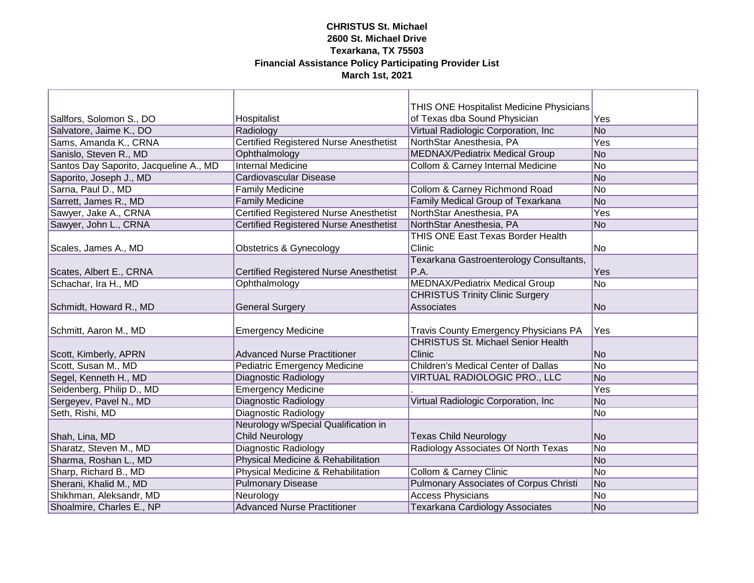**CHRISTUS St. Michael**
**2600 St. Michael Drive**
**Texarkana, TX 75503**
**Financial Assistance Policy Participating Provider List**
**March 1st, 2021**

| | | | |
|---|---|---|---|
| Sallfors, Solomon S., DO | Hospitalist | THIS ONE Hospitalist Medicine Physicians of Texas dba Sound Physician | Yes |
| Salvatore, Jaime K., DO | Radiology | Virtual Radiologic Corporation, Inc | No |
| Sams, Amanda K., CRNA | Certified Registered Nurse Anesthetist | NorthStar Anesthesia, PA | Yes |
| Sanislo, Steven R., MD | Ophthalmology | MEDNAX/Pediatrix Medical Group | No |
| Santos Day Saporito, Jacqueline A., MD | Internal Medicine | Collom & Carney Internal Medicine | No |
| Saporito, Joseph J., MD | Cardiovascular Disease | | No |
| Sarna, Paul D., MD | Family Medicine | Collom & Carney Richmond Road | No |
| Sarrett, James R., MD | Family Medicine | Family Medical Group of Texarkana | No |
| Sawyer, Jake A., CRNA | Certified Registered Nurse Anesthetist | NorthStar Anesthesia, PA | Yes |
| Sawyer, John L., CRNA | Certified Registered Nurse Anesthetist | NorthStar Anesthesia, PA | No |
| Scales, James A., MD | Obstetrics & Gynecology | THIS ONE East Texas Border Health Clinic | No |
| Scates, Albert E., CRNA | Certified Registered Nurse Anesthetist | Texarkana Gastroenterology Consultants, P.A. | Yes |
| Schachar, Ira H., MD | Ophthalmology | MEDNAX/Pediatrix Medical Group | No |
| Schmidt, Howard R., MD | General Surgery | CHRISTUS Trinity Clinic Surgery Associates | No |
| Schmitt, Aaron M., MD | Emergency Medicine | Travis County Emergency Physicians PA | Yes |
| Scott, Kimberly, APRN | Advanced Nurse Practitioner | CHRISTUS St. Michael Senior Health Clinic | No |
| Scott, Susan M., MD | Pediatric Emergency Medicine | Children's Medical Center of Dallas | No |
| Segel, Kenneth H., MD | Diagnostic Radiology | VIRTUAL RADIOLOGIC PRO., LLC | No |
| Seidenberg, Philip D., MD | Emergency Medicine | . | Yes |
| Sergeyev, Pavel N., MD | Diagnostic Radiology | Virtual Radiologic Corporation, Inc | No |
| Seth, Rishi, MD | Diagnostic Radiology | | No |
| Shah, Lina, MD | Neurology w/Special Qualification in Child Neurology | Texas Child Neurology | No |
| Sharatz, Steven M., MD | Diagnostic Radiology | Radiology Associates Of North Texas | No |
| Sharma, Roshan L., MD | Physical Medicine & Rehabilitation | | No |
| Sharp, Richard B., MD | Physical Medicine & Rehabilitation | Collom & Carney Clinic | No |
| Sherani, Khalid M., MD | Pulmonary Disease | Pulmonary Associates of Corpus Christi | No |
| Shikhman, Aleksandr, MD | Neurology | Access Physicians | No |
| Shoalmire, Charles E., NP | Advanced Nurse Practitioner | Texarkana Cardiology Associates | No |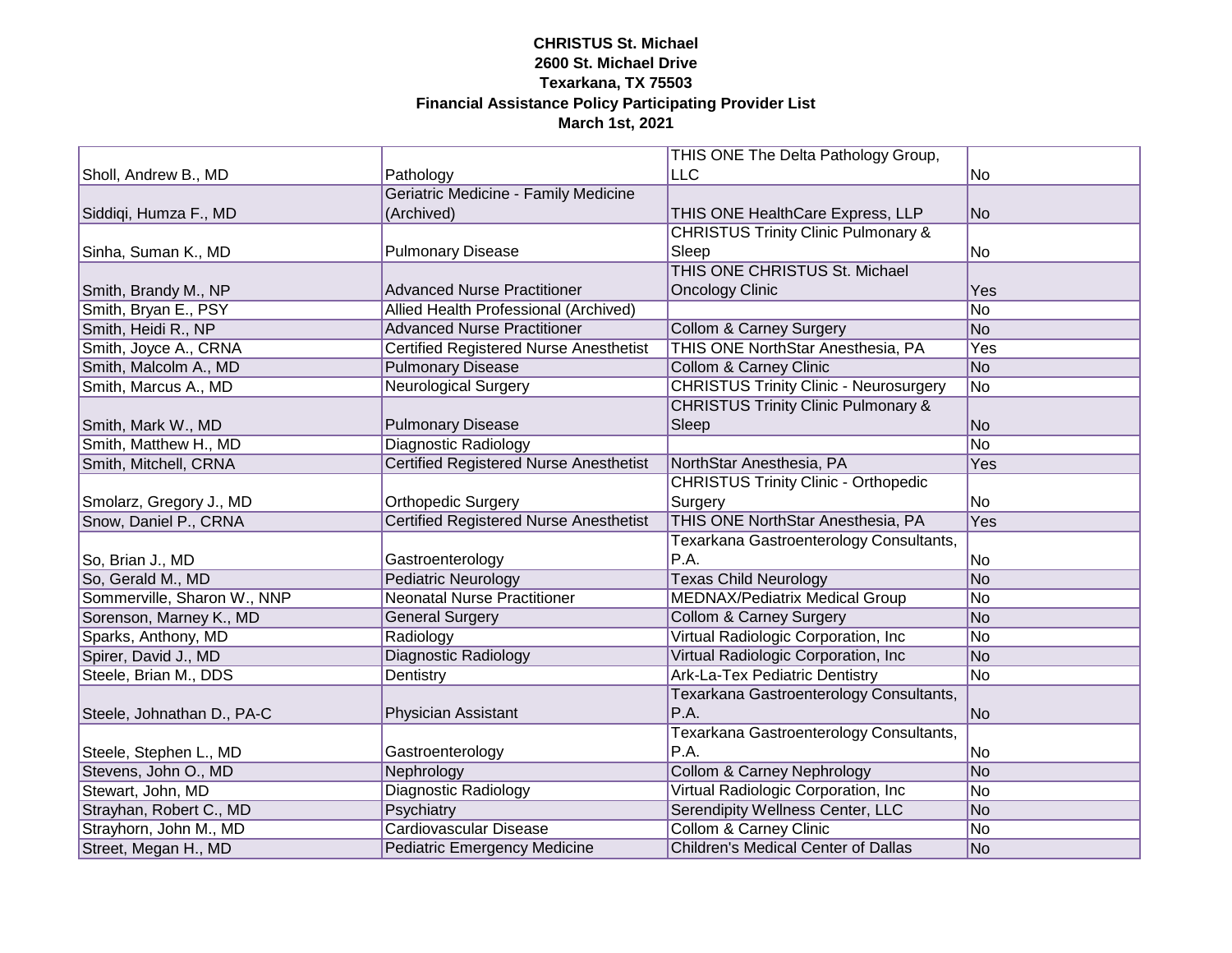**CHRISTUS St. Michael**
**2600 St. Michael Drive**
**Texarkana, TX 75503**
**Financial Assistance Policy Participating Provider List**
**March 1st, 2021**

| | | | |
|---|---|---|---|
| Sholl, Andrew B., MD | Pathology | THIS ONE The Delta Pathology Group, LLC | No |
| Siddiqi, Humza F., MD | Geriatric Medicine - Family Medicine (Archived) | THIS ONE HealthCare Express, LLP | No |
| Sinha, Suman K., MD | Pulmonary Disease | CHRISTUS Trinity Clinic Pulmonary & Sleep | No |
| Smith, Brandy M., NP | Advanced Nurse Practitioner | THIS ONE CHRISTUS St. Michael Oncology Clinic | Yes |
| Smith, Bryan E., PSY | Allied Health Professional (Archived) | | No |
| Smith, Heidi R., NP | Advanced Nurse Practitioner | Collom & Carney Surgery | No |
| Smith, Joyce A., CRNA | Certified Registered Nurse Anesthetist | THIS ONE NorthStar Anesthesia, PA | Yes |
| Smith, Malcolm A., MD | Pulmonary Disease | Collom & Carney Clinic | No |
| Smith, Marcus A., MD | Neurological Surgery | CHRISTUS Trinity Clinic - Neurosurgery | No |
| Smith, Mark W., MD | Pulmonary Disease | CHRISTUS Trinity Clinic Pulmonary & Sleep | No |
| Smith, Matthew H., MD | Diagnostic Radiology | | No |
| Smith, Mitchell, CRNA | Certified Registered Nurse Anesthetist | NorthStar Anesthesia, PA | Yes |
| Smolarz, Gregory J., MD | Orthopedic Surgery | CHRISTUS Trinity Clinic - Orthopedic Surgery | No |
| Snow, Daniel P., CRNA | Certified Registered Nurse Anesthetist | THIS ONE NorthStar Anesthesia, PA | Yes |
| So, Brian J., MD | Gastroenterology | Texarkana Gastroenterology Consultants, P.A. | No |
| So, Gerald M., MD | Pediatric Neurology | Texas Child Neurology | No |
| Sommerville, Sharon W., NNP | Neonatal Nurse Practitioner | MEDNAX/Pediatrix Medical Group | No |
| Sorenson, Marney K., MD | General Surgery | Collom & Carney Surgery | No |
| Sparks, Anthony, MD | Radiology | Virtual Radiologic Corporation, Inc | No |
| Spirer, David J., MD | Diagnostic Radiology | Virtual Radiologic Corporation, Inc | No |
| Steele, Brian M., DDS | Dentistry | Ark-La-Tex Pediatric Dentistry | No |
| Steele, Johnathan D., PA-C | Physician Assistant | Texarkana Gastroenterology Consultants, P.A. | No |
| Steele, Stephen L., MD | Gastroenterology | Texarkana Gastroenterology Consultants, P.A. | No |
| Stevens, John O., MD | Nephrology | Collom & Carney Nephrology | No |
| Stewart, John, MD | Diagnostic Radiology | Virtual Radiologic Corporation, Inc | No |
| Strayhan, Robert C., MD | Psychiatry | Serendipity Wellness Center, LLC | No |
| Strayhorn, John M., MD | Cardiovascular Disease | Collom & Carney Clinic | No |
| Street, Megan H., MD | Pediatric Emergency Medicine | Children's Medical Center of Dallas | No |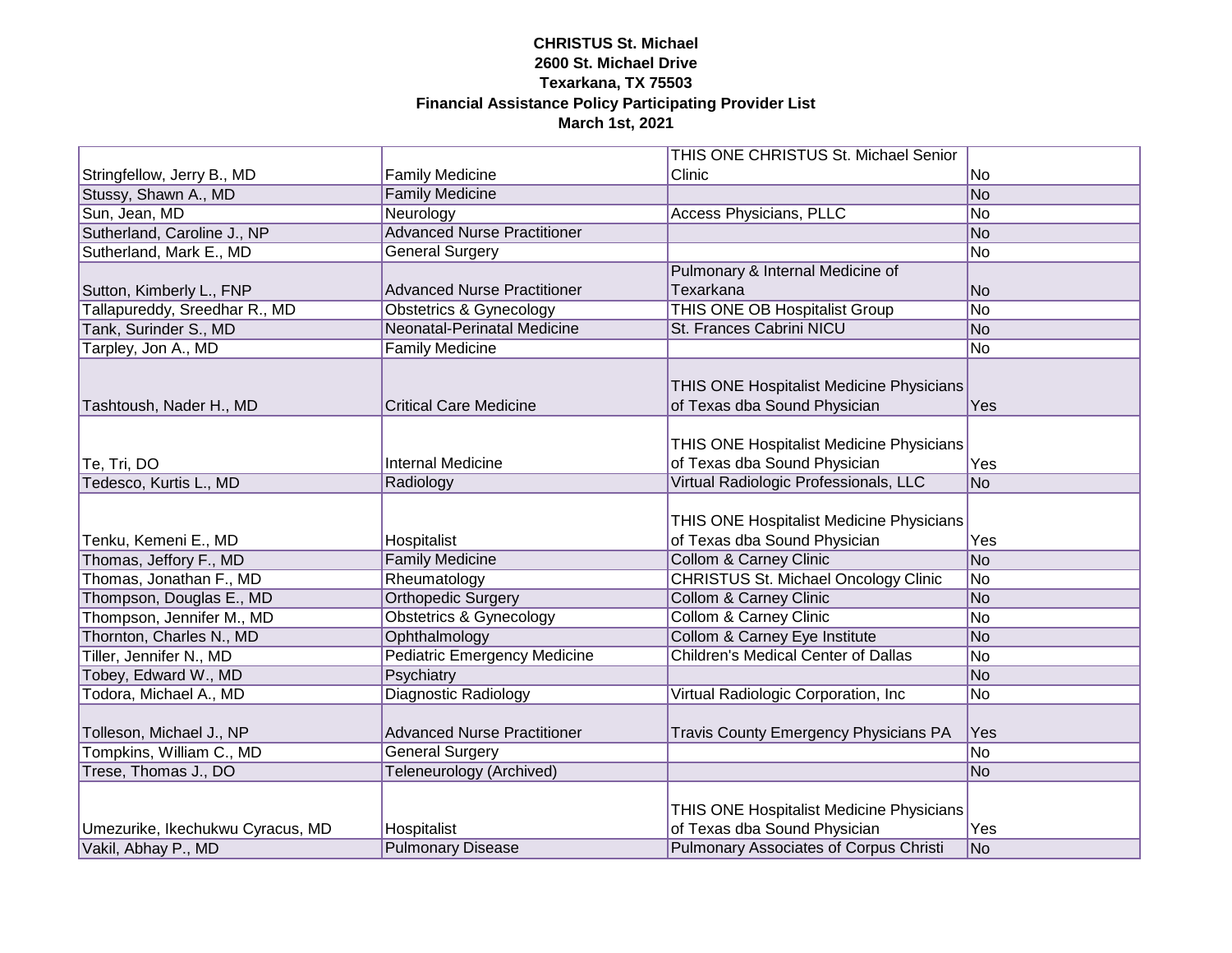**CHRISTUS St. Michael**
**2600 St. Michael Drive**
**Texarkana, TX 75503**
**Financial Assistance Policy Participating Provider List**
**March 1st, 2021**

| | | | |
|---|---|---|---|
| Stringfellow, Jerry B., MD | Family Medicine | THIS ONE CHRISTUS St. Michael Senior Clinic | No |
| Stussy, Shawn A., MD | Family Medicine | | No |
| Sun, Jean, MD | Neurology | Access Physicians, PLLC | No |
| Sutherland, Caroline J., NP | Advanced Nurse Practitioner | | No |
| Sutherland, Mark E., MD | General Surgery | | No |
| Sutton, Kimberly L., FNP | Advanced Nurse Practitioner | Pulmonary & Internal Medicine of Texarkana | No |
| Tallapureddy, Sreedhar R., MD | Obstetrics & Gynecology | THIS ONE OB Hospitalist Group | No |
| Tank, Surinder S., MD | Neonatal-Perinatal Medicine | St. Frances Cabrini NICU | No |
| Tarpley, Jon A., MD | Family Medicine | | No |
| Tashtoush, Nader H., MD | Critical Care Medicine | THIS ONE Hospitalist Medicine Physicians of Texas dba Sound Physician | Yes |
| Te, Tri, DO | Internal Medicine | THIS ONE Hospitalist Medicine Physicians of Texas dba Sound Physician | Yes |
| Tedesco, Kurtis L., MD | Radiology | Virtual Radiologic Professionals, LLC | No |
| Tenku, Kemeni E., MD | Hospitalist | THIS ONE Hospitalist Medicine Physicians of Texas dba Sound Physician | Yes |
| Thomas, Jeffory F., MD | Family Medicine | Collom & Carney Clinic | No |
| Thomas, Jonathan F., MD | Rheumatology | CHRISTUS St. Michael Oncology Clinic | No |
| Thompson, Douglas E., MD | Orthopedic Surgery | Collom & Carney Clinic | No |
| Thompson, Jennifer M., MD | Obstetrics & Gynecology | Collom & Carney Clinic | No |
| Thornton, Charles N., MD | Ophthalmology | Collom & Carney Eye Institute | No |
| Tiller, Jennifer N., MD | Pediatric Emergency Medicine | Children's Medical Center of Dallas | No |
| Tobey, Edward W., MD | Psychiatry | | No |
| Todora, Michael A., MD | Diagnostic Radiology | Virtual Radiologic Corporation, Inc | No |
| Tolleson, Michael J., NP | Advanced Nurse Practitioner | Travis County Emergency Physicians PA | Yes |
| Tompkins, William C., MD | General Surgery | | No |
| Trese, Thomas J., DO | Teleneurology (Archived) | | No |
| Umezurike, Ikechukwu Cyracus, MD | Hospitalist | THIS ONE Hospitalist Medicine Physicians of Texas dba Sound Physician | Yes |
| Vakil, Abhay P., MD | Pulmonary Disease | Pulmonary Associates of Corpus Christi | No |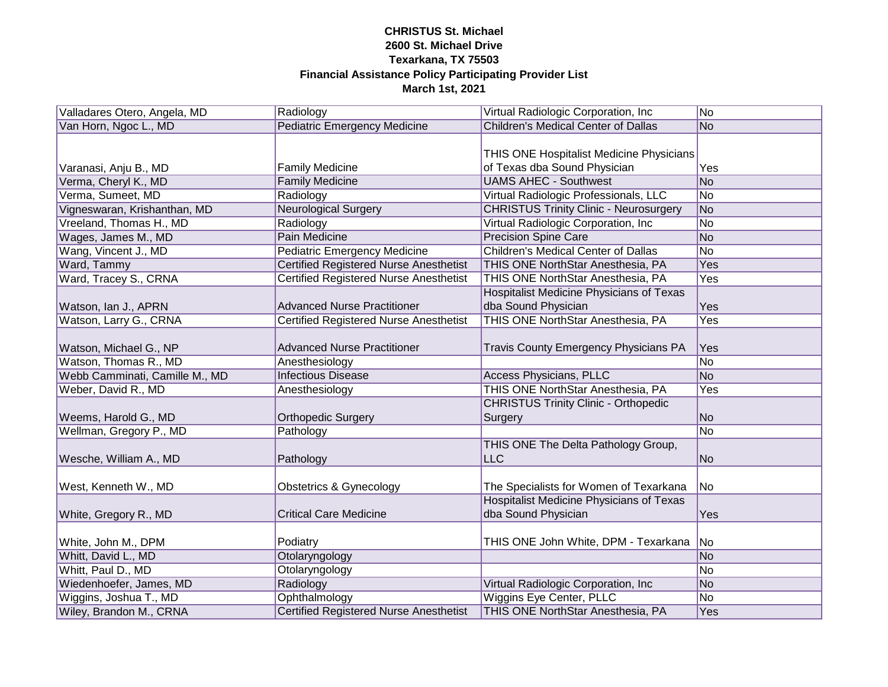**CHRISTUS St. Michael**
**2600 St. Michael Drive**
**Texarkana, TX 75503**
**Financial Assistance Policy Participating Provider List**
**March 1st, 2021**

| | | | |
|---|---|---|---|
| Valladares Otero, Angela, MD | Radiology | Virtual Radiologic Corporation, Inc | No |
| Van Horn, Ngoc L., MD | Pediatric Emergency Medicine | Children's Medical Center of Dallas | No |
| Varanasi, Anju B., MD | Family Medicine | THIS ONE Hospitalist Medicine Physicians of Texas dba Sound Physician | Yes |
| Verma, Cheryl K., MD | Family Medicine | UAMS AHEC - Southwest | No |
| Verma, Sumeet, MD | Radiology | Virtual Radiologic Professionals, LLC | No |
| Vigneswaran, Krishanthan, MD | Neurological Surgery | CHRISTUS Trinity Clinic - Neurosurgery | No |
| Vreeland, Thomas H., MD | Radiology | Virtual Radiologic Corporation, Inc | No |
| Wages, James M., MD | Pain Medicine | Precision Spine Care | No |
| Wang, Vincent J., MD | Pediatric Emergency Medicine | Children's Medical Center of Dallas | No |
| Ward, Tammy | Certified Registered Nurse Anesthetist | THIS ONE NorthStar Anesthesia, PA | Yes |
| Ward, Tracey S., CRNA | Certified Registered Nurse Anesthetist | THIS ONE NorthStar Anesthesia, PA | Yes |
| Watson, Ian J., APRN | Advanced Nurse Practitioner | Hospitalist Medicine Physicians of Texas dba Sound Physician | Yes |
| Watson, Larry G., CRNA | Certified Registered Nurse Anesthetist | THIS ONE NorthStar Anesthesia, PA | Yes |
| Watson, Michael G., NP | Advanced Nurse Practitioner | Travis County Emergency Physicians PA | Yes |
| Watson, Thomas R., MD | Anesthesiology | | No |
| Webb Camminati, Camille M., MD | Infectious Disease | Access Physicians, PLLC | No |
| Weber, David R., MD | Anesthesiology | THIS ONE NorthStar Anesthesia, PA | Yes |
| Weems, Harold G., MD | Orthopedic Surgery | CHRISTUS Trinity Clinic - Orthopedic Surgery | No |
| Wellman, Gregory P., MD | Pathology | | No |
| Wesche, William A., MD | Pathology | THIS ONE The Delta Pathology Group, LLC | No |
| West, Kenneth W., MD | Obstetrics & Gynecology | The Specialists for Women of Texarkana | No |
| White, Gregory R., MD | Critical Care Medicine | Hospitalist Medicine Physicians of Texas dba Sound Physician | Yes |
| White, John M., DPM | Podiatry | THIS ONE John White, DPM - Texarkana | No |
| Whitt, David L., MD | Otolaryngology | | No |
| Whitt, Paul D., MD | Otolaryngology | | No |
| Wiedenhoefer, James, MD | Radiology | Virtual Radiologic Corporation, Inc | No |
| Wiggins, Joshua T., MD | Ophthalmology | Wiggins Eye Center, PLLC | No |
| Wiley, Brandon M., CRNA | Certified Registered Nurse Anesthetist | THIS ONE NorthStar Anesthesia, PA | Yes |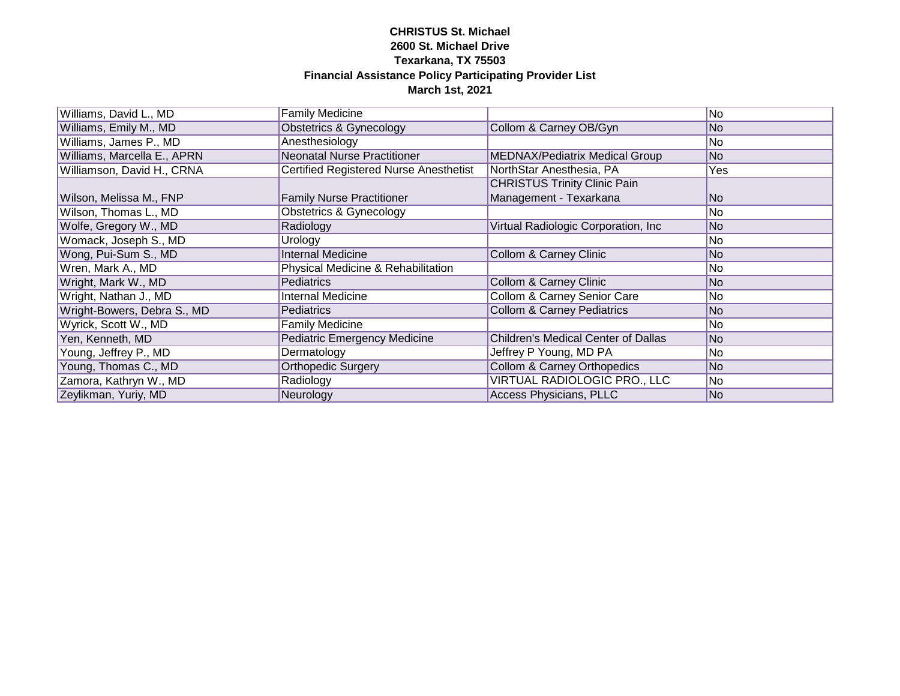**CHRISTUS St. Michael**
**2600 St. Michael Drive**
**Texarkana, TX 75503**
**Financial Assistance Policy Participating Provider List**
**March 1st, 2021**

| | | | |
|---|---|---|---|
| Williams, David L., MD | Family Medicine | | No |
| Williams, Emily M., MD | Obstetrics & Gynecology | Collom & Carney OB/Gyn | No |
| Williams, James P., MD | Anesthesiology | | No |
| Williams, Marcella E., APRN | Neonatal Nurse Practitioner | MEDNAX/Pediatrix Medical Group | No |
| Williamson, David H., CRNA | Certified Registered Nurse Anesthetist | NorthStar Anesthesia, PA | Yes |
| Wilson, Melissa M., FNP | Family Nurse Practitioner | CHRISTUS Trinity Clinic Pain Management - Texarkana | No |
| Wilson, Thomas L., MD | Obstetrics & Gynecology | | No |
| Wolfe, Gregory W., MD | Radiology | Virtual Radiologic Corporation, Inc | No |
| Womack, Joseph S., MD | Urology | | No |
| Wong, Pui-Sum S., MD | Internal Medicine | Collom & Carney Clinic | No |
| Wren, Mark A., MD | Physical Medicine & Rehabilitation | | No |
| Wright, Mark W., MD | Pediatrics | Collom & Carney Clinic | No |
| Wright, Nathan J., MD | Internal Medicine | Collom & Carney Senior Care | No |
| Wright-Bowers, Debra S., MD | Pediatrics | Collom & Carney Pediatrics | No |
| Wyrick, Scott W., MD | Family Medicine | | No |
| Yen, Kenneth, MD | Pediatric Emergency Medicine | Children's Medical Center of Dallas | No |
| Young, Jeffrey P., MD | Dermatology | Jeffrey P Young, MD PA | No |
| Young, Thomas C., MD | Orthopedic Surgery | Collom & Carney Orthopedics | No |
| Zamora, Kathryn W., MD | Radiology | VIRTUAL RADIOLOGIC PRO., LLC | No |
| Zeylikman, Yuriy, MD | Neurology | Access Physicians, PLLC | No |